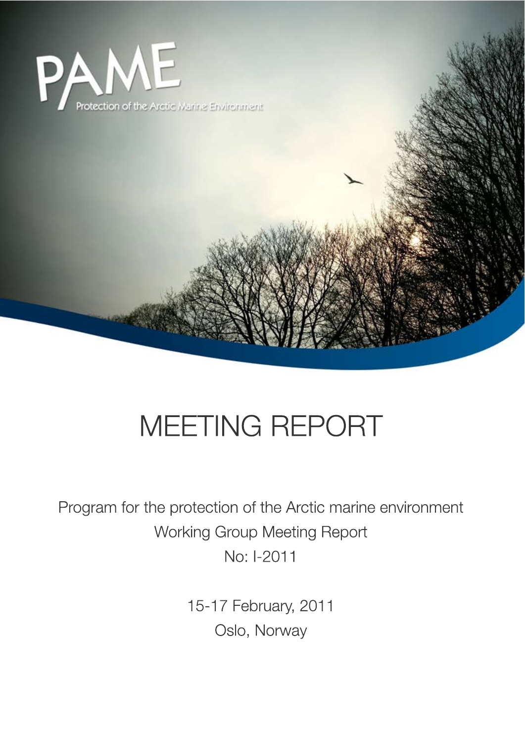PAME

Protection of the Arctic Marine Environment

# MEETING REPORT

Program for the protection of the Arctic marine environment

Working Group Meeting Report

No: I-2011

15-17 February, 2011

Oslo, Norway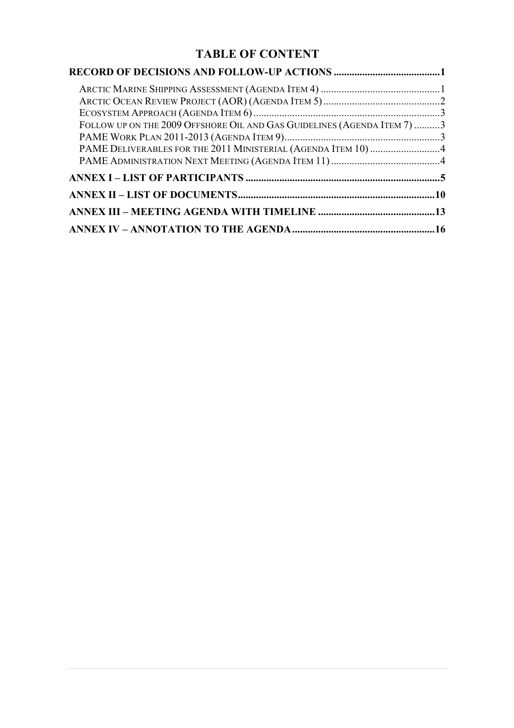# TABLE OF CONTENT

**RECORD OF DECISIONS AND FOLLOW-UP ACTIONS ..........................................1**

- ARCTIC MARINE SHIPPING ASSESSMENT (AGENDA ITEM 4) ..............................................1
- ARCTIC OCEAN REVIEW PROJECT (AOR) (AGENDA ITEM 5) .............................................2
- ECOSYSTEM APPROACH (AGENDA ITEM 6) ........................................................................3
- FOLLOW UP ON THE 2009 OFFSHORE OIL AND GAS GUIDELINES (AGENDA ITEM 7) ..........3
- PAME WORK PLAN 2011-2013 (AGENDA ITEM 9) ............................................................3
- PAME DELIVERABLES FOR THE 2011 MINISTERIAL (AGENDA ITEM 10) ...........................4
- PAME ADMINISTRATION NEXT MEETING (AGENDA ITEM 11) ..........................................4

**ANNEX I – LIST OF PARTICIPANTS ..........................................................................5**

**ANNEX II – LIST OF DOCUMENTS...........................................................................10**

**ANNEX III – MEETING AGENDA WITH TIMELINE .............................................13**

**ANNEX IV – ANNOTATION TO THE AGENDA.......................................................16**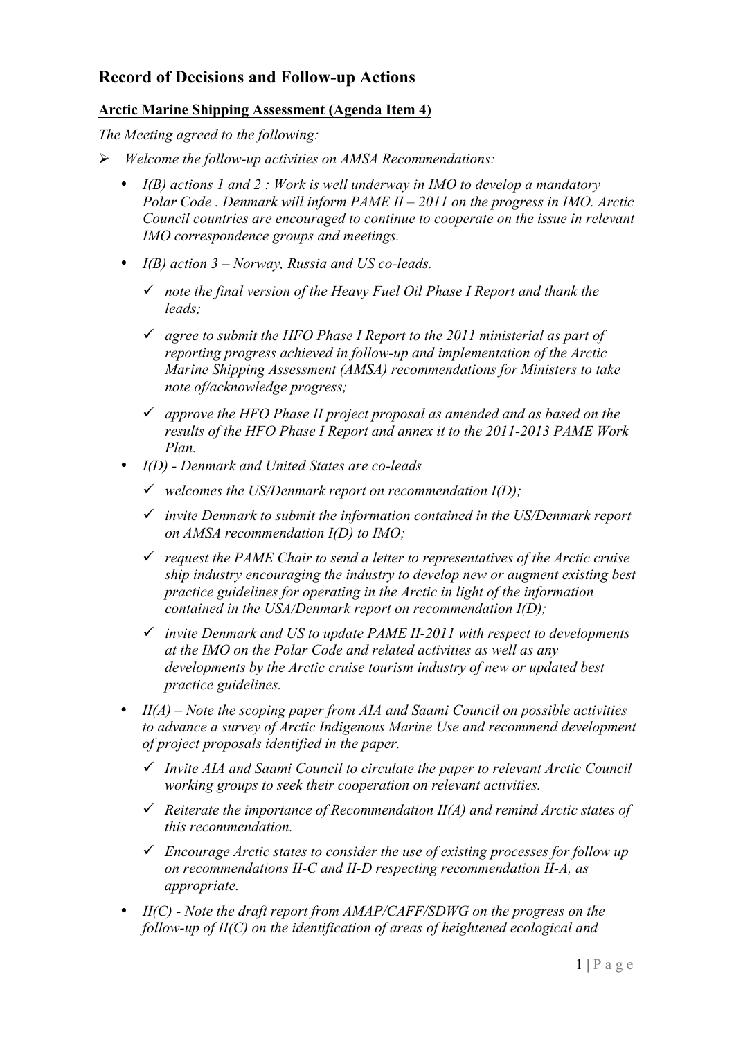# Record of Decisions and Follow-up Actions

## Arctic Marine Shipping Assessment (Agenda Item 4)

*The Meeting agreed to the following:*

- *Welcome the follow-up activities on AMSA Recommendations:*
  - *I(B) actions 1 and 2 : Work is well underway in IMO to develop a mandatory Polar Code . Denmark will inform PAME II – 2011 on the progress in IMO. Arctic Council countries are encouraged to continue to cooperate on the issue in relevant IMO correspondence groups and meetings.*
  - *I(B) action 3 – Norway, Russia and US co-leads.*
    - ✓ *note the final version of the Heavy Fuel Oil Phase I Report and thank the leads;*
    - ✓ *agree to submit the HFO Phase I Report to the 2011 ministerial as part of reporting progress achieved in follow-up and implementation of the Arctic Marine Shipping Assessment (AMSA) recommendations for Ministers to take note of/acknowledge progress;*
    - ✓ *approve the HFO Phase II project proposal as amended and as based on the results of the HFO Phase I Report and annex it to the 2011-2013 PAME Work Plan.*
  - *I(D) - Denmark and United States are co-leads*
    - ✓ *welcomes the US/Denmark report on recommendation I(D);*
    - ✓ *invite Denmark to submit the information contained in the US/Denmark report on AMSA recommendation I(D) to IMO;*
    - ✓ *request the PAME Chair to send a letter to representatives of the Arctic cruise ship industry encouraging the industry to develop new or augment existing best practice guidelines for operating in the Arctic in light of the information contained in the USA/Denmark report on recommendation I(D);*
    - ✓ *invite Denmark and US to update PAME II-2011 with respect to developments at the IMO on the Polar Code and related activities as well as any developments by the Arctic cruise tourism industry of new or updated best practice guidelines.*
  - *II(A) – Note the scoping paper from AIA and Saami Council on possible activities to advance a survey of Arctic Indigenous Marine Use and recommend development of project proposals identified in the paper.*
    - ✓ *Invite AIA and Saami Council to circulate the paper to relevant Arctic Council working groups to seek their cooperation on relevant activities.*
    - ✓ *Reiterate the importance of Recommendation II(A) and remind Arctic states of this recommendation.*
    - ✓ *Encourage Arctic states to consider the use of existing processes for follow up on recommendations II-C and II-D respecting recommendation II-A, as appropriate.*
  - *II(C) - Note the draft report from AMAP/CAFF/SDWG on the progress on the follow-up of II(C) on the identification of areas of heightened ecological and*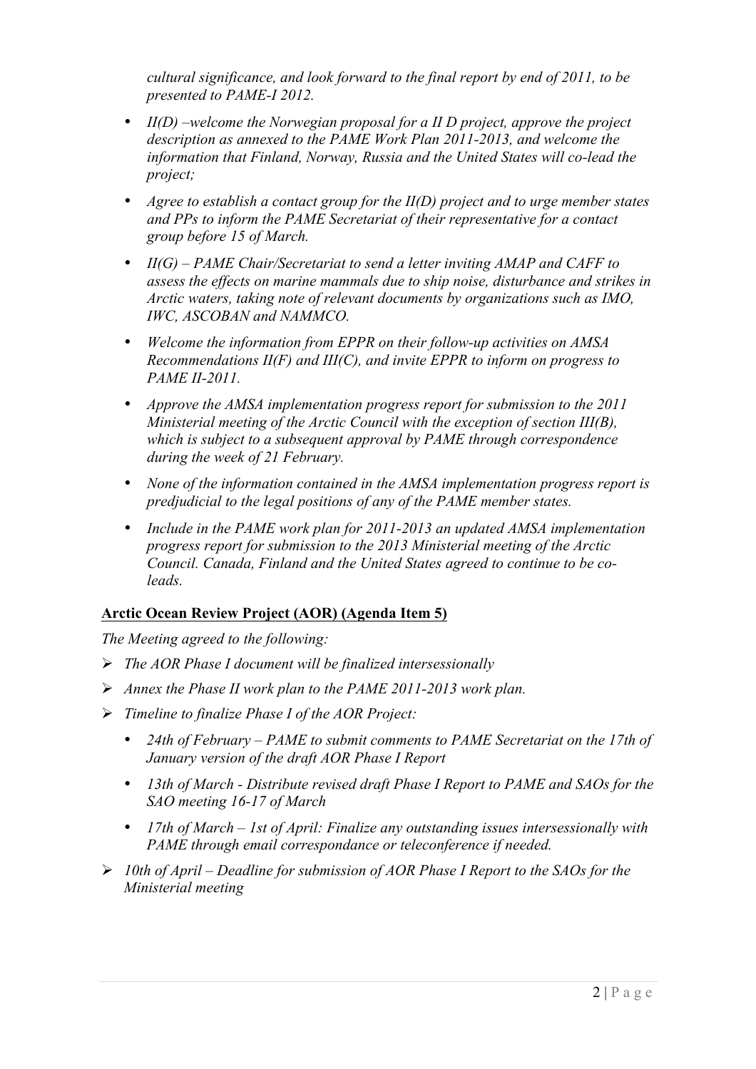*cultural significance, and look forward to the final report by end of 2011, to be presented to PAME-I 2012.*

- *II(D) –welcome the Norwegian proposal for a II D project, approve the project description as annexed to the PAME Work Plan 2011-2013, and welcome the information that Finland, Norway, Russia and the United States will co-lead the project;*
- *Agree to establish a contact group for the II(D) project and to urge member states and PPs to inform the PAME Secretariat of their representative for a contact group before 15 of March.*
- *II(G) – PAME Chair/Secretariat to send a letter inviting AMAP and CAFF to assess the effects on marine mammals due to ship noise, disturbance and strikes in Arctic waters, taking note of relevant documents by organizations such as IMO, IWC, ASCOBAN and NAMMCO.*
- *Welcome the information from EPPR on their follow-up activities on AMSA Recommendations II(F) and III(C), and invite EPPR to inform on progress to PAME II-2011.*
- *Approve the AMSA implementation progress report for submission to the 2011 Ministerial meeting of the Arctic Council with the exception of section III(B), which is subject to a subsequent approval by PAME through correspondence during the week of 21 February.*
- *None of the information contained in the AMSA implementation progress report is predjudicial to the legal positions of any of the PAME member states.*
- *Include in the PAME work plan for 2011-2013 an updated AMSA implementation progress report for submission to the 2013 Ministerial meeting of the Arctic Council. Canada, Finland and the United States agreed to continue to be co-leads.*

**Arctic Ocean Review Project (AOR) (Agenda Item 5)**

*The Meeting agreed to the following:*

- *The AOR Phase I document will be finalized intersessionally*
- *Annex the Phase II work plan to the PAME 2011-2013 work plan.*
- *Timeline to finalize Phase I of the AOR Project:*
  - *24th of February – PAME to submit comments to PAME Secretariat on the 17th of January version of the draft AOR Phase I Report*
  - *13th of March - Distribute revised draft Phase I Report to PAME and SAOs for the SAO meeting 16-17 of March*
  - *17th of March – 1st of April: Finalize any outstanding issues intersessionally with PAME through email correspondance or teleconference if needed.*
- *10th of April – Deadline for submission of AOR Phase I Report to the SAOs for the Ministerial meeting*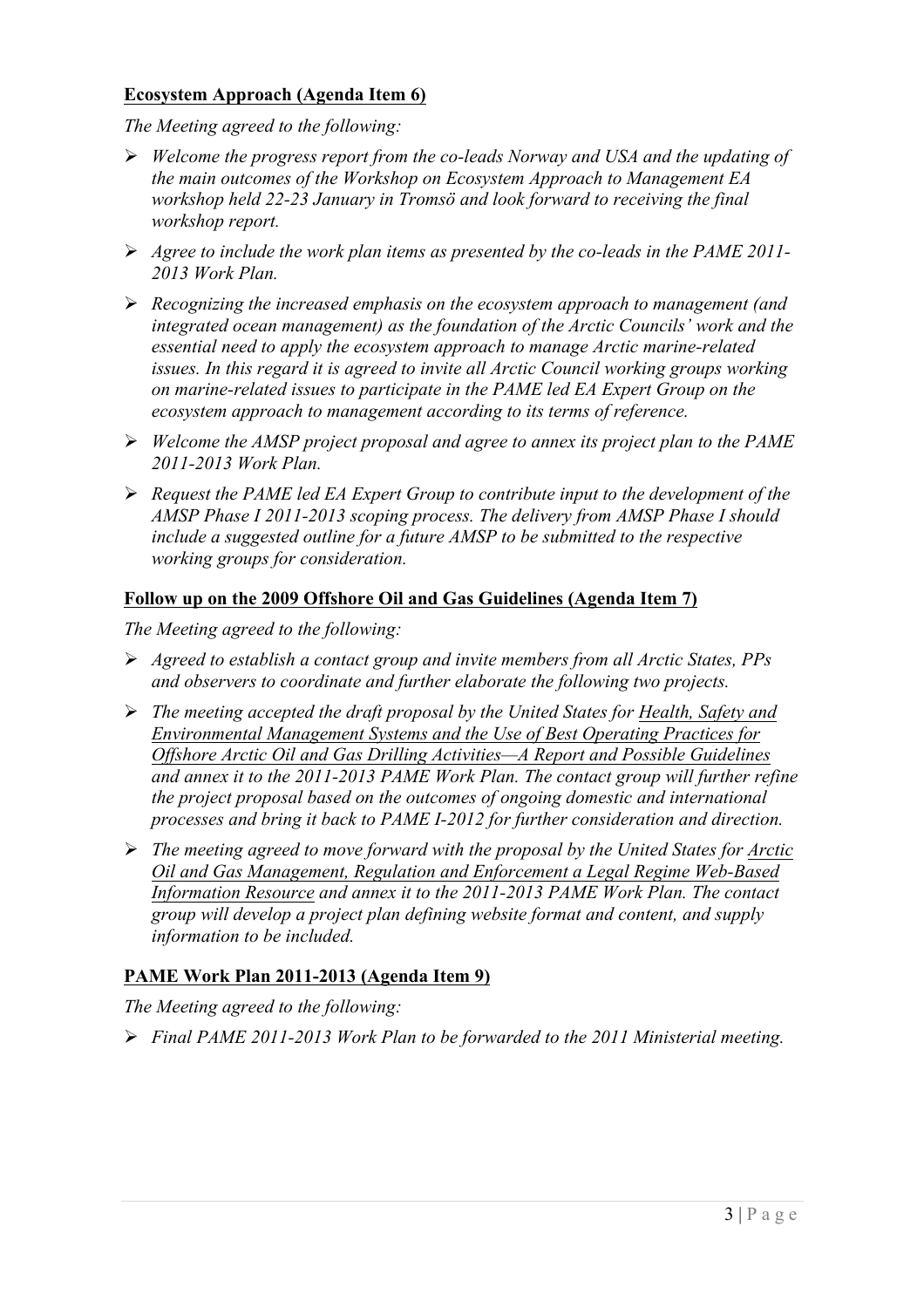## **Ecosystem Approach (Agenda Item 6)**

*The Meeting agreed to the following:*

- *Welcome the progress report from the co-leads Norway and USA and the updating of the main outcomes of the Workshop on Ecosystem Approach to Management EA workshop held 22-23 January in Tromsö and look forward to receiving the final workshop report.*
- *Agree to include the work plan items as presented by the co-leads in the PAME 2011-2013 Work Plan.*
- *Recognizing the increased emphasis on the ecosystem approach to management (and integrated ocean management) as the foundation of the Arctic Councils' work and the essential need to apply the ecosystem approach to manage Arctic marine-related issues. In this regard it is agreed to invite all Arctic Council working groups working on marine-related issues to participate in the PAME led EA Expert Group on the ecosystem approach to management according to its terms of reference.*
- *Welcome the AMSP project proposal and agree to annex its project plan to the PAME 2011-2013 Work Plan.*
- *Request the PAME led EA Expert Group to contribute input to the development of the AMSP Phase I 2011-2013 scoping process. The delivery from AMSP Phase I should include a suggested outline for a future AMSP to be submitted to the respective working groups for consideration.*

## **Follow up on the 2009 Offshore Oil and Gas Guidelines (Agenda Item 7)**

*The Meeting agreed to the following:*

- *Agreed to establish a contact group and invite members from all Arctic States, PPs and observers to coordinate and further elaborate the following two projects.*
- *The meeting accepted the draft proposal by the United States for Health, Safety and Environmental Management Systems and the Use of Best Operating Practices for Offshore Arctic Oil and Gas Drilling Activities—A Report and Possible Guidelines and annex it to the 2011-2013 PAME Work Plan. The contact group will further refine the project proposal based on the outcomes of ongoing domestic and international processes and bring it back to PAME I-2012 for further consideration and direction.*
- *The meeting agreed to move forward with the proposal by the United States for Arctic Oil and Gas Management, Regulation and Enforcement a Legal Regime Web-Based Information Resource and annex it to the 2011-2013 PAME Work Plan. The contact group will develop a project plan defining website format and content, and supply information to be included.*

## **PAME Work Plan 2011-2013 (Agenda Item 9)**

*The Meeting agreed to the following:*

- *Final PAME 2011-2013 Work Plan to be forwarded to the 2011 Ministerial meeting.*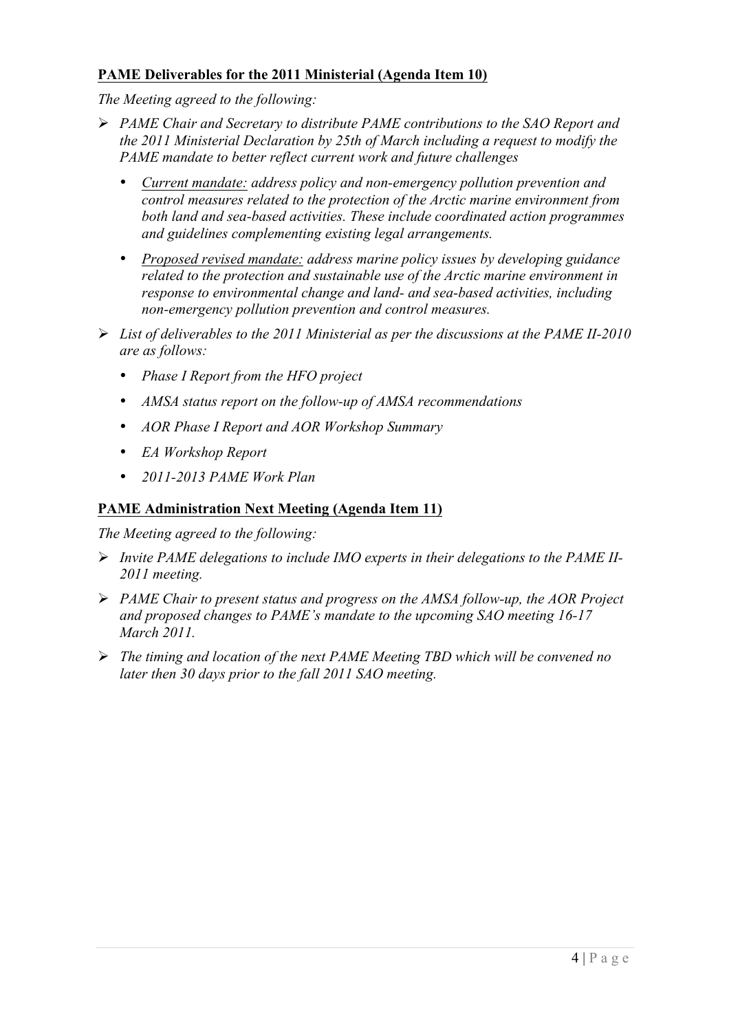**PAME Deliverables for the 2011 Ministerial (Agenda Item 10)**

*The Meeting agreed to the following:*

- *PAME Chair and Secretary to distribute PAME contributions to the SAO Report and the 2011 Ministerial Declaration by 25th of March including a request to modify the PAME mandate to better reflect current work and future challenges*
  - *Current mandate: address policy and non-emergency pollution prevention and control measures related to the protection of the Arctic marine environment from both land and sea-based activities. These include coordinated action programmes and guidelines complementing existing legal arrangements.*
  - *Proposed revised mandate: address marine policy issues by developing guidance related to the protection and sustainable use of the Arctic marine environment in response to environmental change and land- and sea-based activities, including non-emergency pollution prevention and control measures.*
- *List of deliverables to the 2011 Ministerial as per the discussions at the PAME II-2010 are as follows:*
  - *Phase I Report from the HFO project*
  - *AMSA status report on the follow-up of AMSA recommendations*
  - *AOR Phase I Report and AOR Workshop Summary*
  - *EA Workshop Report*
  - *2011-2013 PAME Work Plan*

**PAME Administration Next Meeting (Agenda Item 11)**

*The Meeting agreed to the following:*

- *Invite PAME delegations to include IMO experts in their delegations to the PAME II-2011 meeting.*
- *PAME Chair to present status and progress on the AMSA follow-up, the AOR Project and proposed changes to PAME's mandate to the upcoming SAO meeting 16-17 March 2011.*
- *The timing and location of the next PAME Meeting TBD which will be convened no later then 30 days prior to the fall 2011 SAO meeting.*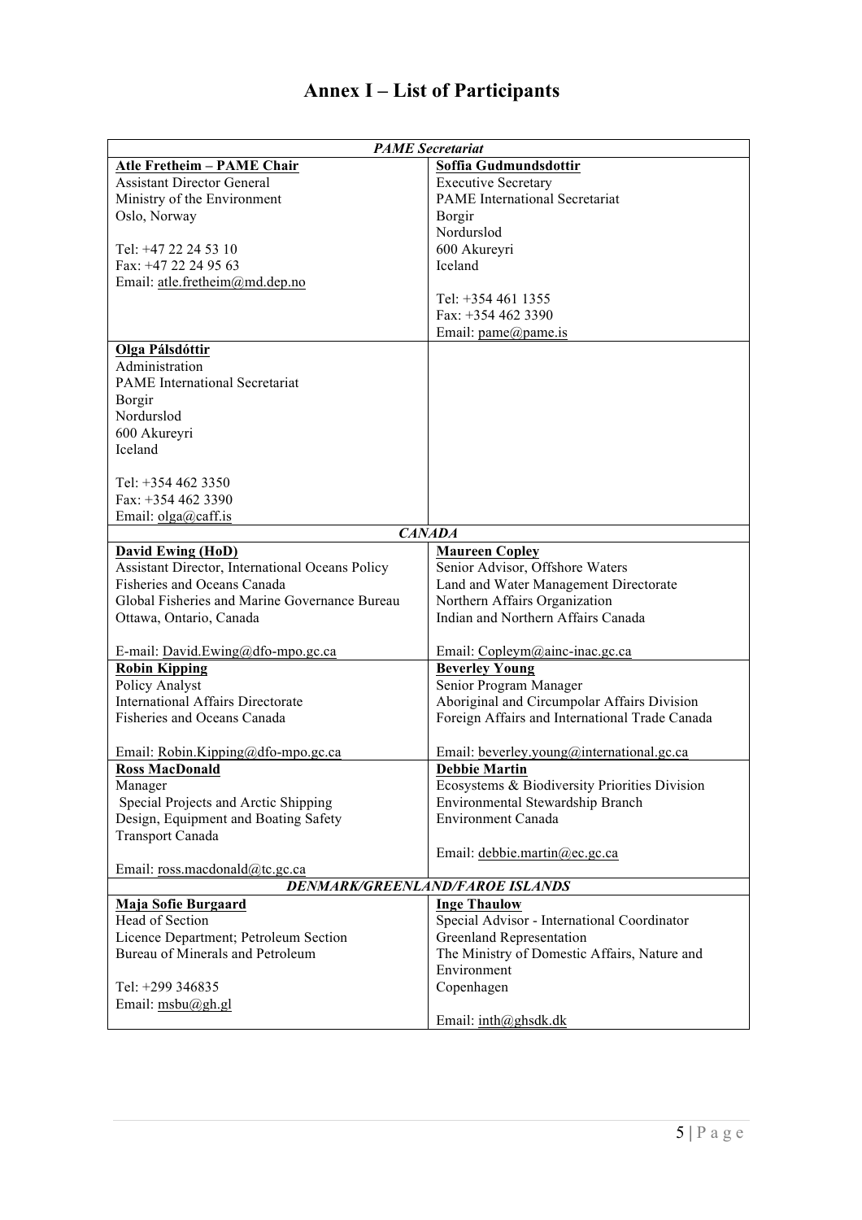# Annex I – List of Participants

| | |
|---|---|
| ***PAME Secretariat*** | |
| **Atle Fretheim – PAME Chair**<br>Assistant Director General<br>Ministry of the Environment<br>Oslo, Norway<br><br>Tel: +47 22 24 53 10<br>Fax: +47 22 24 95 63<br>Email: atle.fretheim@md.dep.no | **Soffia Gudmundsdottir**<br>Executive Secretary<br>PAME International Secretariat<br>Borgir<br>Nordurslod<br>600 Akureyri<br>Iceland<br><br>Tel: +354 461 1355<br>Fax: +354 462 3390<br>Email: pame@pame.is |
| **Olga Pálsdóttir**<br>Administration<br>PAME International Secretariat<br>Borgir<br>Nordurslod<br>600 Akureyri<br>Iceland<br><br>Tel: +354 462 3350<br>Fax: +354 462 3390<br>Email: olga@caff.is | |
| ***CANADA*** | |
| **David Ewing (HoD)**<br>Assistant Director, International Oceans Policy<br>Fisheries and Oceans Canada<br>Global Fisheries and Marine Governance Bureau<br>Ottawa, Ontario, Canada<br><br>E-mail: David.Ewing@dfo-mpo.gc.ca | **Maureen Copley**<br>Senior Advisor, Offshore Waters<br>Land and Water Management Directorate<br>Northern Affairs Organization<br>Indian and Northern Affairs Canada<br><br>Email: Copleym@ainc-inac.gc.ca |
| **Robin Kipping**<br>Policy Analyst<br>International Affairs Directorate<br>Fisheries and Oceans Canada<br><br>Email: Robin.Kipping@dfo-mpo.gc.ca | **Beverley Young**<br>Senior Program Manager<br>Aboriginal and Circumpolar Affairs Division<br>Foreign Affairs and International Trade Canada<br><br>Email: beverley.young@international.gc.ca |
| **Ross MacDonald**<br>Manager<br>Special Projects and Arctic Shipping<br>Design, Equipment and Boating Safety<br>Transport Canada<br><br>Email: ross.macdonald@tc.gc.ca | **Debbie Martin**<br>Ecosystems & Biodiversity Priorities Division<br>Environmental Stewardship Branch<br>Environment Canada<br><br>Email: debbie.martin@ec.gc.ca |
| ***DENMARK/GREENLAND/FAROE ISLANDS*** | |
| **Maja Sofie Burgaard**<br>Head of Section<br>Licence Department; Petroleum Section<br>Bureau of Minerals and Petroleum<br><br>Tel: +299 346835<br>Email: msbu@gh.gl | **Inge Thaulow**<br>Special Advisor - International Coordinator<br>Greenland Representation<br>The Ministry of Domestic Affairs, Nature and Environment<br>Copenhagen<br><br>Email: inth@ghsdk.dk |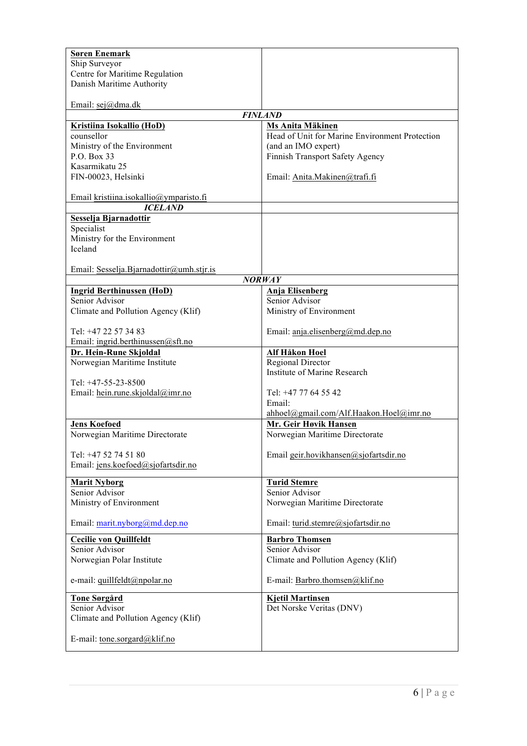| | |
|---|---|
| **Søren Enemark**<br>Ship Surveyor<br>Centre for Maritime Regulation<br>Danish Maritime Authority<br><br>Email: sej@dma.dk | |
| ***FINLAND*** | |
| **Kristiina Isokallio (HoD)**<br>counsellor<br>Ministry of the Environment<br>P.O. Box 33<br>Kasarmikatu 25<br>FIN-00023, Helsinki<br><br>Email kristiina.isokallio@ymparisto.fi | **Ms Anita Mäkinen**<br>Head of Unit for Marine Environment Protection (and an IMO expert)<br>Finnish Transport Safety Agency<br><br>Email: Anita.Makinen@trafi.fi |
| ***ICELAND*** | |
| **Sesselja Bjarnadottir**<br>Specialist<br>Ministry for the Environment<br>Iceland<br><br>Email: Sesselja.Bjarnadottir@umh.stjr.is | |
| ***NORWAY*** | |
| **Ingrid Berthinussen (HoD)**<br>Senior Advisor<br>Climate and Pollution Agency (Klif)<br><br>Tel: +47 22 57 34 83<br>Email: ingrid.berthinussen@sft.no | **Anja Elisenberg**<br>Senior Advisor<br>Ministry of Environment<br><br>Email: anja.elisenberg@md.dep.no |
| **Dr. Hein-Rune Skjoldal**<br>Norwegian Maritime Institute<br><br>Tel: +47-55-23-8500<br>Email: hein.rune.skjoldal@imr.no | **Alf Håkon Hoel**<br>Regional Director<br>Institute of Marine Research<br><br>Tel: +47 77 64 55 42<br>Email:<br>ahhoel@gmail.com/Alf.Haakon.Hoel@imr.no |
| **Jens Koefoed**<br>Norwegian Maritime Directorate<br><br>Tel: +47 52 74 51 80<br>Email: jens.koefoed@sjofartsdir.no | **Mr. Geir Høvik Hansen**<br>Norwegian Maritime Directorate<br><br>Email geir.hovikhansen@sjofartsdir.no |
| **Marit Nyborg**<br>Senior Advisor<br>Ministry of Environment<br><br>Email: marit.nyborg@md.dep.no | **Turid Stemre**<br>Senior Advisor<br>Norwegian Maritime Directorate<br><br>Email: turid.stemre@sjofartsdir.no |
| **Cecilie von Quillfeldt**<br>Senior Advisor<br>Norwegian Polar Institute<br><br>e-mail: quillfeldt@npolar.no | **Barbro Thomsen**<br>Senior Advisor<br>Climate and Pollution Agency (Klif)<br><br>E-mail: Barbro.thomsen@klif.no |
| **Tone Sørgård**<br>Senior Advisor<br>Climate and Pollution Agency (Klif)<br><br>E-mail: tone.sorgard@klif.no | **Kjetil Martinsen**<br>Det Norske Veritas (DNV) |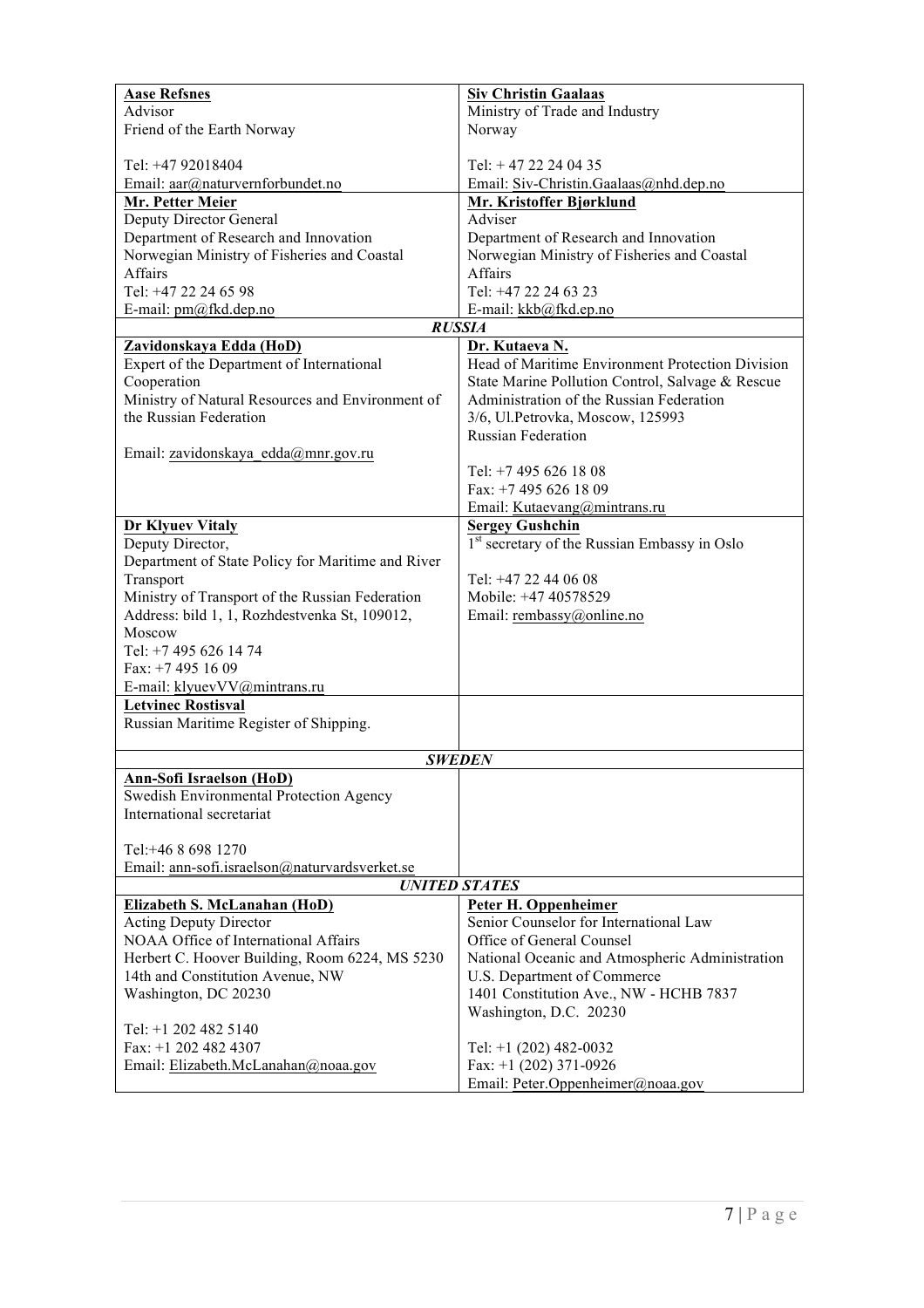| | |
|---|---|
| **Aase Refsnes**<br>Advisor<br>Friend of the Earth Norway<br><br>Tel: +47 92018404<br>Email: aar@naturvernforbundet.no | **Siv Christin Gaalaas**<br>Ministry of Trade and Industry<br>Norway<br><br>Tel: + 47 22 24 04 35<br>Email: Siv-Christin.Gaalaas@nhd.dep.no |
| **Mr. Petter Meier**<br>Deputy Director General<br>Department of Research and Innovation<br>Norwegian Ministry of Fisheries and Coastal Affairs<br>Tel: +47 22 24 65 98<br>E-mail: pm@fkd.dep.no | **Mr. Kristoffer Bjørklund**<br>Adviser<br>Department of Research and Innovation<br>Norwegian Ministry of Fisheries and Coastal Affairs<br>Tel: +47 22 24 63 23<br>E-mail: kkb@fkd.ep.no |
| ***RUSSIA*** | |
| **Zavidonskaya Edda (HoD)**<br>Expert of the Department of International Cooperation<br>Ministry of Natural Resources and Environment of the Russian Federation<br><br>Email: zavidonskaya_edda@mnr.gov.ru | **Dr. Kutaeva N.**<br>Head of Maritime Environment Protection Division<br>State Marine Pollution Control, Salvage & Rescue Administration of the Russian Federation<br>3/6, Ul.Petrovka, Moscow, 125993<br>Russian Federation<br><br>Tel: +7 495 626 18 08<br>Fax: +7 495 626 18 09<br>Email: Kutaevang@mintrans.ru |
| **Dr Klyuev Vitaly**<br>Deputy Director,<br>Department of State Policy for Maritime and River Transport<br>Ministry of Transport of the Russian Federation<br>Address: bild 1, 1, Rozhdestvenka St, 109012, Moscow<br>Tel: +7 495 626 14 74<br>Fax: +7 495 16 09<br>E-mail: klyuevVV@mintrans.ru | **Sergey Gushchin**<br>1st secretary of the Russian Embassy in Oslo<br><br>Tel: +47 22 44 06 08<br>Mobile: +47 40578529<br>Email: rembassy@online.no |
| **Letvinec Rostisval**<br>Russian Maritime Register of Shipping. | |
| ***SWEDEN*** | |
| **Ann-Sofi Israelson (HoD)**<br>Swedish Environmental Protection Agency<br>International secretariat<br><br>Tel:+46 8 698 1270<br>Email: ann-sofi.israelson@naturvardsverket.se | |
| ***UNITED STATES*** | |
| **Elizabeth S. McLanahan (HoD)**<br>Acting Deputy Director<br>NOAA Office of International Affairs<br>Herbert C. Hoover Building, Room 6224, MS 5230<br>14th and Constitution Avenue, NW<br>Washington, DC 20230<br><br>Tel: +1 202 482 5140<br>Fax: +1 202 482 4307<br>Email: Elizabeth.McLanahan@noaa.gov | **Peter H. Oppenheimer**<br>Senior Counselor for International Law<br>Office of General Counsel<br>National Oceanic and Atmospheric Administration<br>U.S. Department of Commerce<br>1401 Constitution Ave., NW - HCHB 7837<br>Washington, D.C. 20230<br><br>Tel: +1 (202) 482-0032<br>Fax: +1 (202) 371-0926<br>Email: Peter.Oppenheimer@noaa.gov |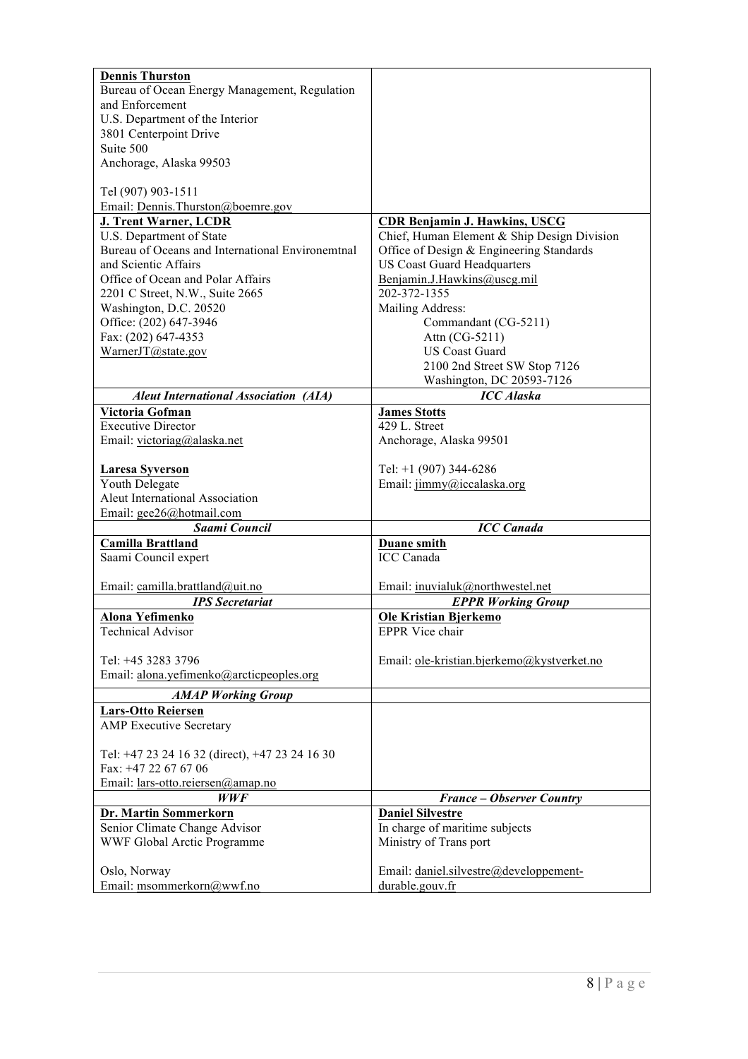| | |
|---|---|
| **Dennis Thurston**<br>Bureau of Ocean Energy Management, Regulation and Enforcement<br>U.S. Department of the Interior<br>3801 Centerpoint Drive<br>Suite 500<br>Anchorage, Alaska 99503<br><br>Tel (907) 903-1511<br>Email: Dennis.Thurston@boemre.gov | |
| **J. Trent Warner, LCDR**<br>U.S. Department of State<br>Bureau of Oceans and International Environemtnal and Scientic Affairs<br>Office of Ocean and Polar Affairs<br>2201 C Street, N.W., Suite 2665<br>Washington, D.C. 20520<br>Office: (202) 647-3946<br>Fax: (202) 647-4353<br>WarnerJT@state.gov | **CDR Benjamin J. Hawkins, USCG**<br>Chief, Human Element & Ship Design Division<br>Office of Design & Engineering Standards<br>US Coast Guard Headquarters<br>Benjamin.J.Hawkins@uscg.mil<br>202-372-1355<br>Mailing Address:<br>Commandant (CG-5211)<br>Attn (CG-5211)<br>US Coast Guard<br>2100 2nd Street SW Stop 7126<br>Washington, DC 20593-7126 |
| ***Aleut International Association (AIA)*** | ***ICC Alaska*** |
| **Victoria Gofman**<br>Executive Director<br>Email: victoriag@alaska.net<br><br>**Laresa Syverson**<br>Youth Delegate<br>Aleut International Association<br>Email: gee26@hotmail.com | **James Stotts**<br>429 L. Street<br>Anchorage, Alaska 99501<br><br>Tel: +1 (907) 344-6286<br>Email: jimmy@iccalaska.org |
| ***Saami Council*** | ***ICC Canada*** |
| **Camilla Brattland**<br>Saami Council expert<br><br>Email: camilla.brattland@uit.no | **Duane smith**<br>ICC Canada<br><br>Email: inuvialuk@northwestel.net |
| ***IPS Secretariat*** | ***EPPR Working Group*** |
| **Alona Yefimenko**<br>Technical Advisor<br><br>Tel: +45 3283 3796<br>Email: alona.yefimenko@arcticpeoples.org | **Ole Kristian Bjerkemo**<br>EPPR Vice chair<br><br>Email: ole-kristian.bjerkemo@kystverket.no |
| ***AMAP Working Group*** | |
| **Lars-Otto Reiersen**<br>AMP Executive Secretary<br><br>Tel: +47 23 24 16 32 (direct), +47 23 24 16 30<br>Fax: +47 22 67 67 06<br>Email: lars-otto.reiersen@amap.no | |
| ***WWF*** | ***France – Observer Country*** |
| **Dr. Martin Sommerkorn**<br>Senior Climate Change Advisor<br>WWF Global Arctic Programme<br><br>Oslo, Norway<br>Email: msommerkorn@wwf.no | **Daniel Silvestre**<br>In charge of maritime subjects<br>Ministry of Trans port<br><br>Email: daniel.silvestre@developpement-durable.gouv.fr |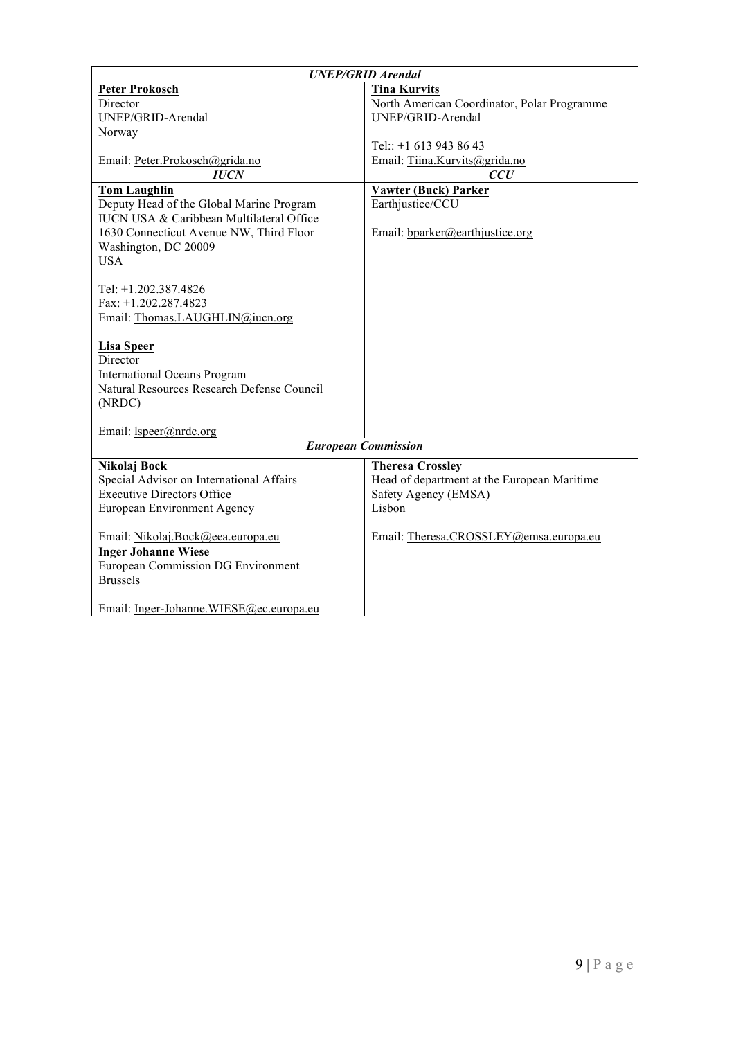| *UNEP/GRID Arendal* | |
|---|---|
| **Peter Prokosch**<br>Director<br>UNEP/GRID-Arendal<br>Norway<br><br>Email: Peter.Prokosch@grida.no | **Tina Kurvits**<br>North American Coordinator, Polar Programme<br>UNEP/GRID-Arendal<br><br>Tel:: +1 613 943 86 43<br>Email: Tiina.Kurvits@grida.no |
| ***IUCN*** | ***CCU*** |
| **Tom Laughlin**<br>Deputy Head of the Global Marine Program<br>IUCN USA & Caribbean Multilateral Office<br>1630 Connecticut Avenue NW, Third Floor<br>Washington, DC 20009<br>USA<br><br>Tel: +1.202.387.4826<br>Fax: +1.202.287.4823<br>Email: Thomas.LAUGHLIN@iucn.org<br><br>**Lisa Speer**<br>Director<br>International Oceans Program<br>Natural Resources Research Defense Council (NRDC)<br><br>Email: lspeer@nrdc.org | **Vawter (Buck) Parker**<br>Earthjustice/CCU<br><br>Email: bparker@earthjustice.org |
| ***European Commission*** | |
| **Nikolaj Bock**<br>Special Advisor on International Affairs<br>Executive Directors Office<br>European Environment Agency<br><br>Email: Nikolaj.Bock@eea.europa.eu | **Theresa Crossley**<br>Head of department at the European Maritime Safety Agency (EMSA)<br>Lisbon<br><br>Email: Theresa.CROSSLEY@emsa.europa.eu |
| **Inger Johanne Wiese**<br>European Commission DG Environment<br>Brussels<br><br>Email: Inger-Johanne.WIESE@ec.europa.eu | |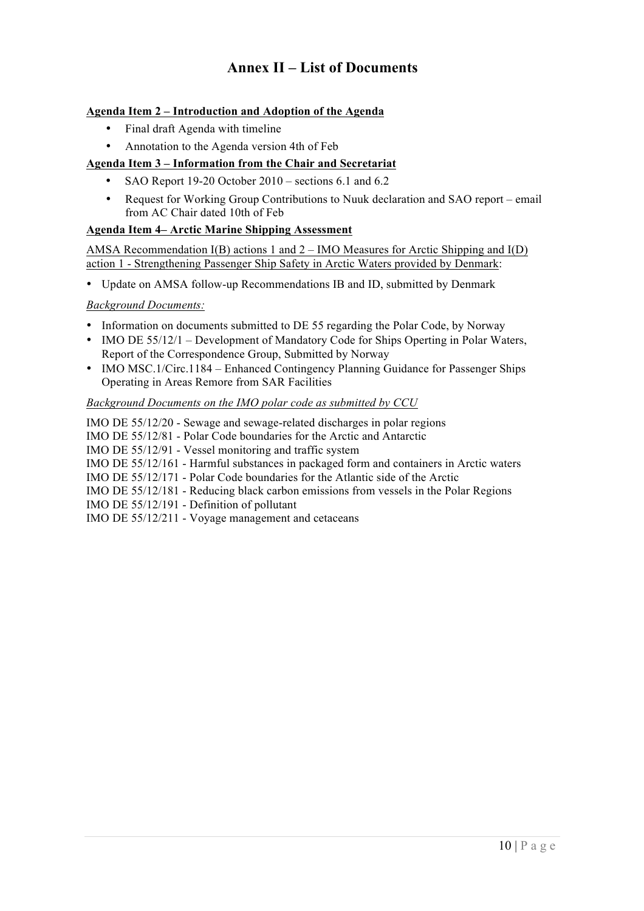# Annex II – List of Documents

**Agenda Item 2 – Introduction and Adoption of the Agenda**

- Final draft Agenda with timeline
- Annotation to the Agenda version 4th of Feb

**Agenda Item 3 – Information from the Chair and Secretariat**

- SAO Report 19-20 October 2010 – sections 6.1 and 6.2
- Request for Working Group Contributions to Nuuk declaration and SAO report – email from AC Chair dated 10th of Feb

**Agenda Item 4– Arctic Marine Shipping Assessment**

AMSA Recommendation I(B) actions 1 and 2 – IMO Measures for Arctic Shipping and I(D) action 1 - Strengthening Passenger Ship Safety in Arctic Waters provided by Denmark:

- Update on AMSA follow-up Recommendations IB and ID, submitted by Denmark

*Background Documents:*

- Information on documents submitted to DE 55 regarding the Polar Code, by Norway
- IMO DE 55/12/1 – Development of Mandatory Code for Ships Operting in Polar Waters, Report of the Correspondence Group, Submitted by Norway
- IMO MSC.1/Circ.1184 – Enhanced Contingency Planning Guidance for Passenger Ships Operating in Areas Remore from SAR Facilities

*Background Documents on the IMO polar code as submitted by CCU*

IMO DE 55/12/20 - Sewage and sewage-related discharges in polar regions
IMO DE 55/12/81 - Polar Code boundaries for the Arctic and Antarctic
IMO DE 55/12/91 - Vessel monitoring and traffic system
IMO DE 55/12/161 - Harmful substances in packaged form and containers in Arctic waters
IMO DE 55/12/171 - Polar Code boundaries for the Atlantic side of the Arctic
IMO DE 55/12/181 - Reducing black carbon emissions from vessels in the Polar Regions
IMO DE 55/12/191 - Definition of pollutant
IMO DE 55/12/211 - Voyage management and cetaceans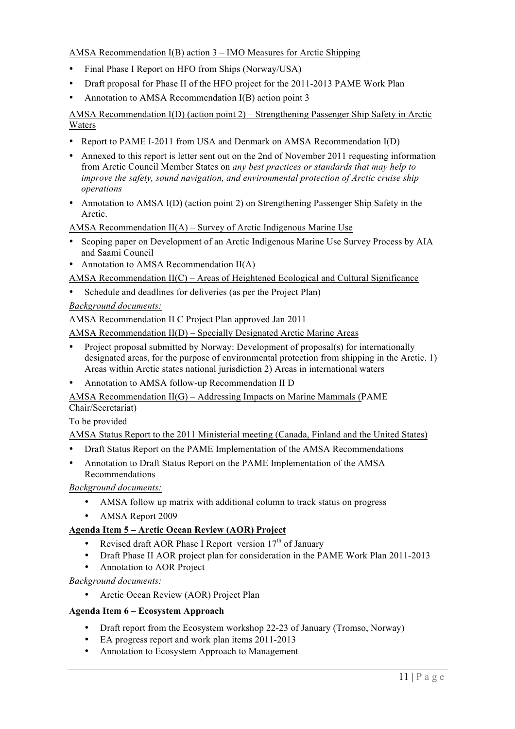AMSA Recommendation I(B) action 3 – IMO Measures for Arctic Shipping

- Final Phase I Report on HFO from Ships (Norway/USA)
- Draft proposal for Phase II of the HFO project for the 2011-2013 PAME Work Plan
- Annotation to AMSA Recommendation I(B) action point 3

AMSA Recommendation I(D) (action point 2) – Strengthening Passenger Ship Safety in Arctic Waters

- Report to PAME I-2011 from USA and Denmark on AMSA Recommendation I(D)
- Annexed to this report is letter sent out on the 2nd of November 2011 requesting information from Arctic Council Member States on *any best practices or standards that may help to improve the safety, sound navigation, and environmental protection of Arctic cruise ship operations*
- Annotation to AMSA I(D) (action point 2) on Strengthening Passenger Ship Safety in the Arctic.

AMSA Recommendation II(A) – Survey of Arctic Indigenous Marine Use

- Scoping paper on Development of an Arctic Indigenous Marine Use Survey Process by AIA and Saami Council
- Annotation to AMSA Recommendation II(A)

AMSA Recommendation II(C) – Areas of Heightened Ecological and Cultural Significance

- Schedule and deadlines for deliveries (as per the Project Plan)

*Background documents:*

AMSA Recommendation II C Project Plan approved Jan 2011

AMSA Recommendation II(D) – Specially Designated Arctic Marine Areas

- Project proposal submitted by Norway: Development of proposal(s) for internationally designated areas, for the purpose of environmental protection from shipping in the Arctic. 1) Areas within Arctic states national jurisdiction 2) Areas in international waters
- Annotation to AMSA follow-up Recommendation II D

AMSA Recommendation II(G) – Addressing Impacts on Marine Mammals (PAME Chair/Secretariat)

To be provided

AMSA Status Report to the 2011 Ministerial meeting (Canada, Finland and the United States)

- Draft Status Report on the PAME Implementation of the AMSA Recommendations
- Annotation to Draft Status Report on the PAME Implementation of the AMSA Recommendations

*Background documents:*

- AMSA follow up matrix with additional column to track status on progress
- AMSA Report 2009

**Agenda Item 5 – Arctic Ocean Review (AOR) Project**

- Revised draft AOR Phase I Report version 17th of January
- Draft Phase II AOR project plan for consideration in the PAME Work Plan 2011-2013
- Annotation to AOR Project

*Background documents:*

- Arctic Ocean Review (AOR) Project Plan

**Agenda Item 6 – Ecosystem Approach**

- Draft report from the Ecosystem workshop 22-23 of January (Tromso, Norway)
- EA progress report and work plan items 2011-2013
- Annotation to Ecosystem Approach to Management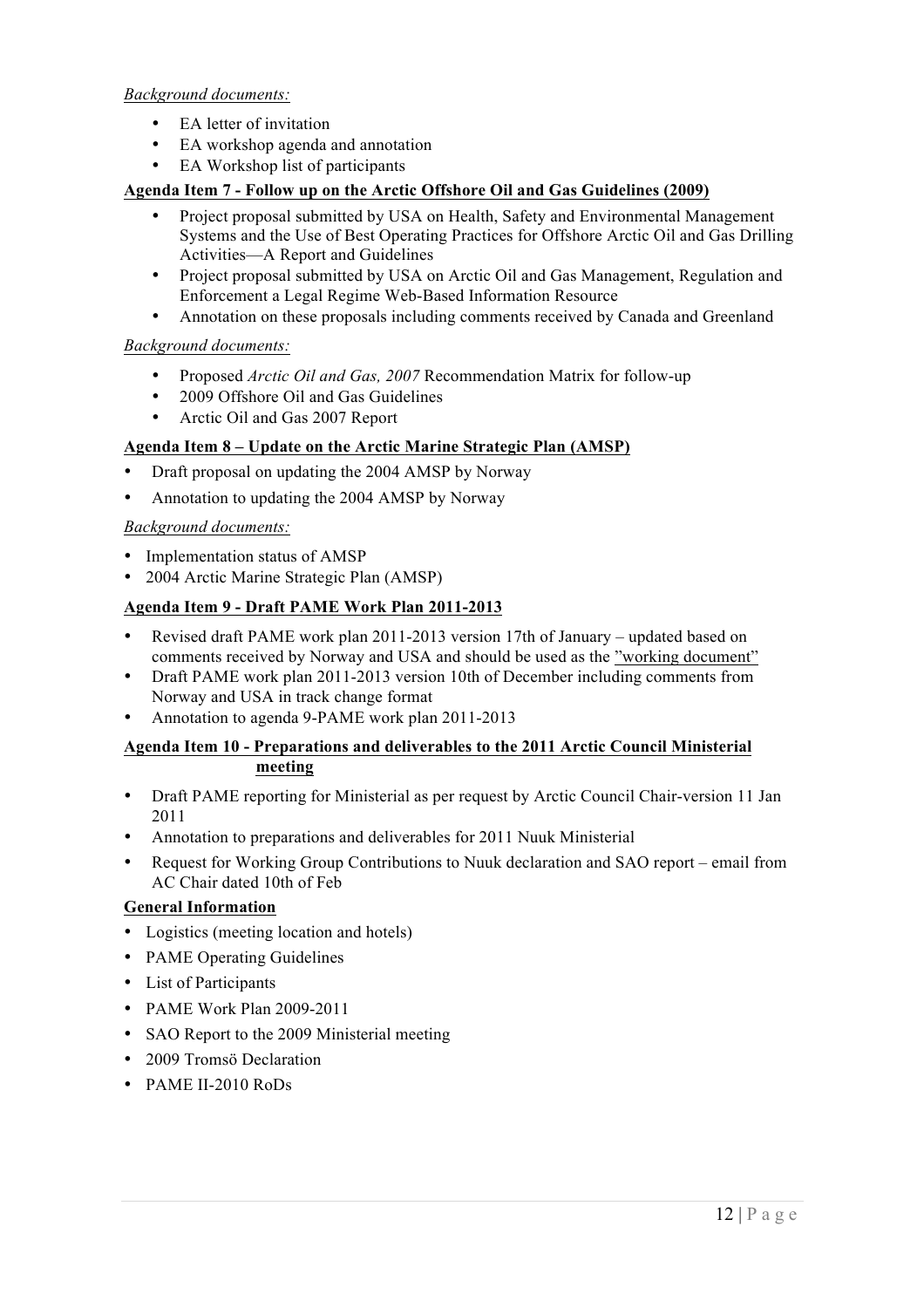*Background documents:*

- EA letter of invitation
- EA workshop agenda and annotation
- EA Workshop list of participants

**Agenda Item 7 - Follow up on the Arctic Offshore Oil and Gas Guidelines (2009)**

- Project proposal submitted by USA on Health, Safety and Environmental Management Systems and the Use of Best Operating Practices for Offshore Arctic Oil and Gas Drilling Activities—A Report and Guidelines
- Project proposal submitted by USA on Arctic Oil and Gas Management, Regulation and Enforcement a Legal Regime Web-Based Information Resource
- Annotation on these proposals including comments received by Canada and Greenland

*Background documents:*

- Proposed *Arctic Oil and Gas, 2007* Recommendation Matrix for follow-up
- 2009 Offshore Oil and Gas Guidelines
- Arctic Oil and Gas 2007 Report

**Agenda Item 8 – Update on the Arctic Marine Strategic Plan (AMSP)**

- Draft proposal on updating the 2004 AMSP by Norway
- Annotation to updating the 2004 AMSP by Norway

*Background documents:*

- Implementation status of AMSP
- 2004 Arctic Marine Strategic Plan (AMSP)

**Agenda Item 9 - Draft PAME Work Plan 2011-2013**

- Revised draft PAME work plan 2011-2013 version 17th of January – updated based on comments received by Norway and USA and should be used as the "working document"
- Draft PAME work plan 2011-2013 version 10th of December including comments from Norway and USA in track change format
- Annotation to agenda 9-PAME work plan 2011-2013

**Agenda Item 10 - Preparations and deliverables to the 2011 Arctic Council Ministerial meeting**

- Draft PAME reporting for Ministerial as per request by Arctic Council Chair-version 11 Jan 2011
- Annotation to preparations and deliverables for 2011 Nuuk Ministerial
- Request for Working Group Contributions to Nuuk declaration and SAO report – email from AC Chair dated 10th of Feb

**General Information**

- Logistics (meeting location and hotels)
- PAME Operating Guidelines
- List of Participants
- PAME Work Plan 2009-2011
- SAO Report to the 2009 Ministerial meeting
- 2009 Tromsö Declaration
- PAME II-2010 RoDs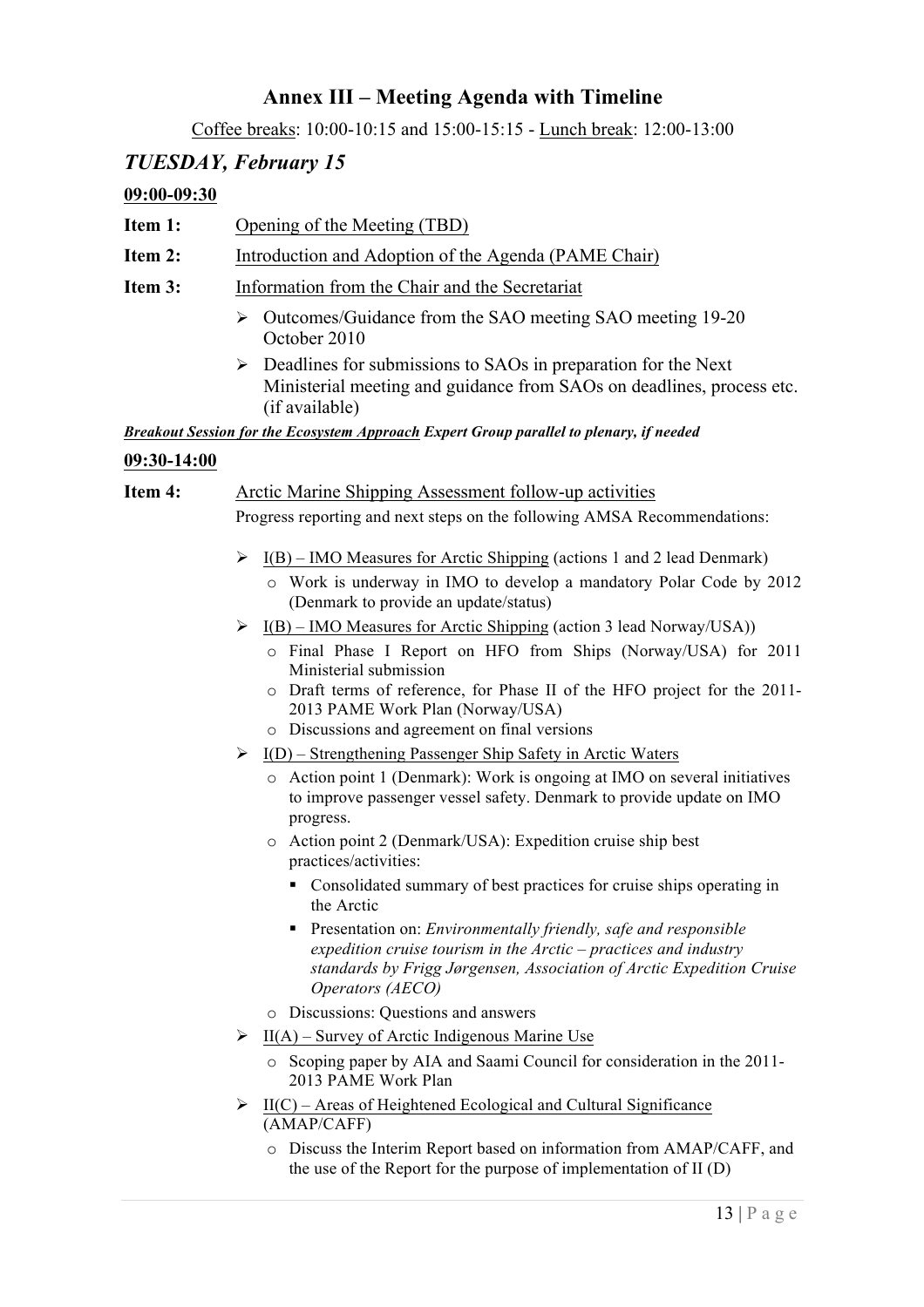## Annex III – Meeting Agenda with Timeline

Coffee breaks: 10:00-10:15 and 15:00-15:15 - Lunch break: 12:00-13:00

### *TUESDAY, February 15*

**09:00-09:30**

**Item 1:** Opening of the Meeting (TBD)

**Item 2:** Introduction and Adoption of the Agenda (PAME Chair)

**Item 3:** Information from the Chair and the Secretariat

- Outcomes/Guidance from the SAO meeting SAO meeting 19-20 October 2010
- Deadlines for submissions to SAOs in preparation for the Next Ministerial meeting and guidance from SAOs on deadlines, process etc. (if available)

***Breakout Session for the Ecosystem Approach Expert Group parallel to plenary, if needed***

**09:30-14:00**

**Item 4:** Arctic Marine Shipping Assessment follow-up activities

Progress reporting and next steps on the following AMSA Recommendations:

- I(B) – IMO Measures for Arctic Shipping (actions 1 and 2 lead Denmark)
  - Work is underway in IMO to develop a mandatory Polar Code by 2012 (Denmark to provide an update/status)
- I(B) – IMO Measures for Arctic Shipping (action 3 lead Norway/USA))
  - Final Phase I Report on HFO from Ships (Norway/USA) for 2011 Ministerial submission
  - Draft terms of reference, for Phase II of the HFO project for the 2011-2013 PAME Work Plan (Norway/USA)
  - Discussions and agreement on final versions
- I(D) – Strengthening Passenger Ship Safety in Arctic Waters
  - Action point 1 (Denmark): Work is ongoing at IMO on several initiatives to improve passenger vessel safety. Denmark to provide update on IMO progress.
  - Action point 2 (Denmark/USA): Expedition cruise ship best practices/activities:
    - Consolidated summary of best practices for cruise ships operating in the Arctic
    - Presentation on: *Environmentally friendly, safe and responsible expedition cruise tourism in the Arctic – practices and industry standards by Frigg Jørgensen, Association of Arctic Expedition Cruise Operators (AECO)*
  - Discussions: Questions and answers
- II(A) – Survey of Arctic Indigenous Marine Use
  - Scoping paper by AIA and Saami Council for consideration in the 2011-2013 PAME Work Plan
- II(C) – Areas of Heightened Ecological and Cultural Significance (AMAP/CAFF)
  - Discuss the Interim Report based on information from AMAP/CAFF, and the use of the Report for the purpose of implementation of II (D)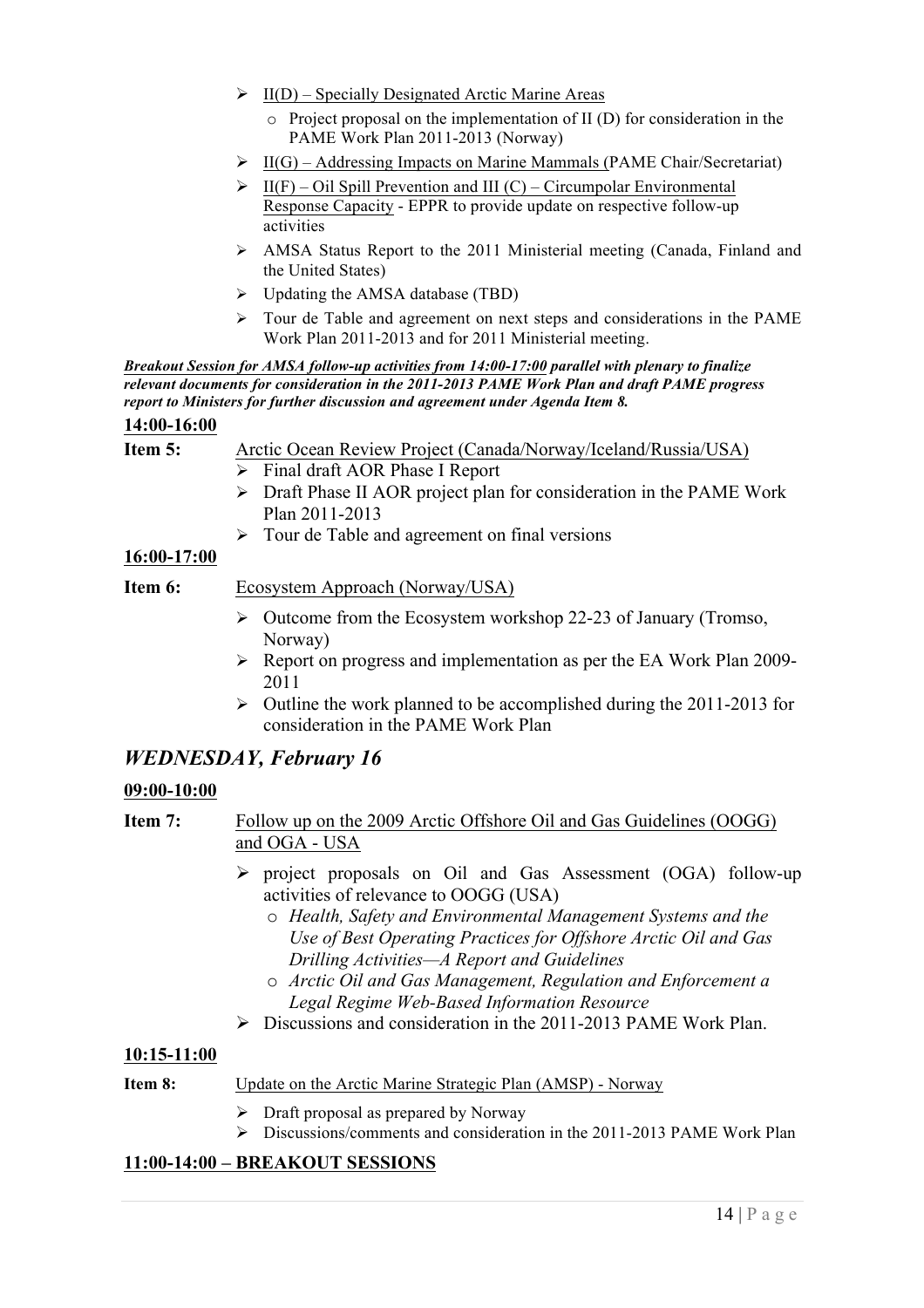- II(D) – Specially Designated Arctic Marine Areas
    - Project proposal on the implementation of II (D) for consideration in the PAME Work Plan 2011-2013 (Norway)
- II(G) – Addressing Impacts on Marine Mammals (PAME Chair/Secretariat)
- II(F) – Oil Spill Prevention and III (C) – Circumpolar Environmental Response Capacity - EPPR to provide update on respective follow-up activities
- AMSA Status Report to the 2011 Ministerial meeting (Canada, Finland and the United States)
- Updating the AMSA database (TBD)
- Tour de Table and agreement on next steps and considerations in the PAME Work Plan 2011-2013 and for 2011 Ministerial meeting.

***Breakout Session for AMSA follow-up activities from 14:00-17:00 parallel with plenary to finalize relevant documents for consideration in the 2011-2013 PAME Work Plan and draft PAME progress report to Ministers for further discussion and agreement under Agenda Item 8.***

**14:00-16:00**

**Item 5:** Arctic Ocean Review Project (Canada/Norway/Iceland/Russia/USA)

- Final draft AOR Phase I Report
- Draft Phase II AOR project plan for consideration in the PAME Work Plan 2011-2013
- Tour de Table and agreement on final versions

**16:00-17:00**

**Item 6:** Ecosystem Approach (Norway/USA)

- Outcome from the Ecosystem workshop 22-23 of January (Tromso, Norway)
- Report on progress and implementation as per the EA Work Plan 2009-2011
- Outline the work planned to be accomplished during the 2011-2013 for consideration in the PAME Work Plan

## *WEDNESDAY, February 16*

**09:00-10:00**

**Item 7:** Follow up on the 2009 Arctic Offshore Oil and Gas Guidelines (OOGG) and OGA - USA

- project proposals on Oil and Gas Assessment (OGA) follow-up activities of relevance to OOGG (USA)
    - *Health, Safety and Environmental Management Systems and the Use of Best Operating Practices for Offshore Arctic Oil and Gas Drilling Activities—A Report and Guidelines*
    - *Arctic Oil and Gas Management, Regulation and Enforcement a Legal Regime Web-Based Information Resource*
- Discussions and consideration in the 2011-2013 PAME Work Plan.

**10:15-11:00**

**Item 8:** Update on the Arctic Marine Strategic Plan (AMSP) - Norway

- Draft proposal as prepared by Norway
- Discussions/comments and consideration in the 2011-2013 PAME Work Plan

**11:00-14:00 – BREAKOUT SESSIONS**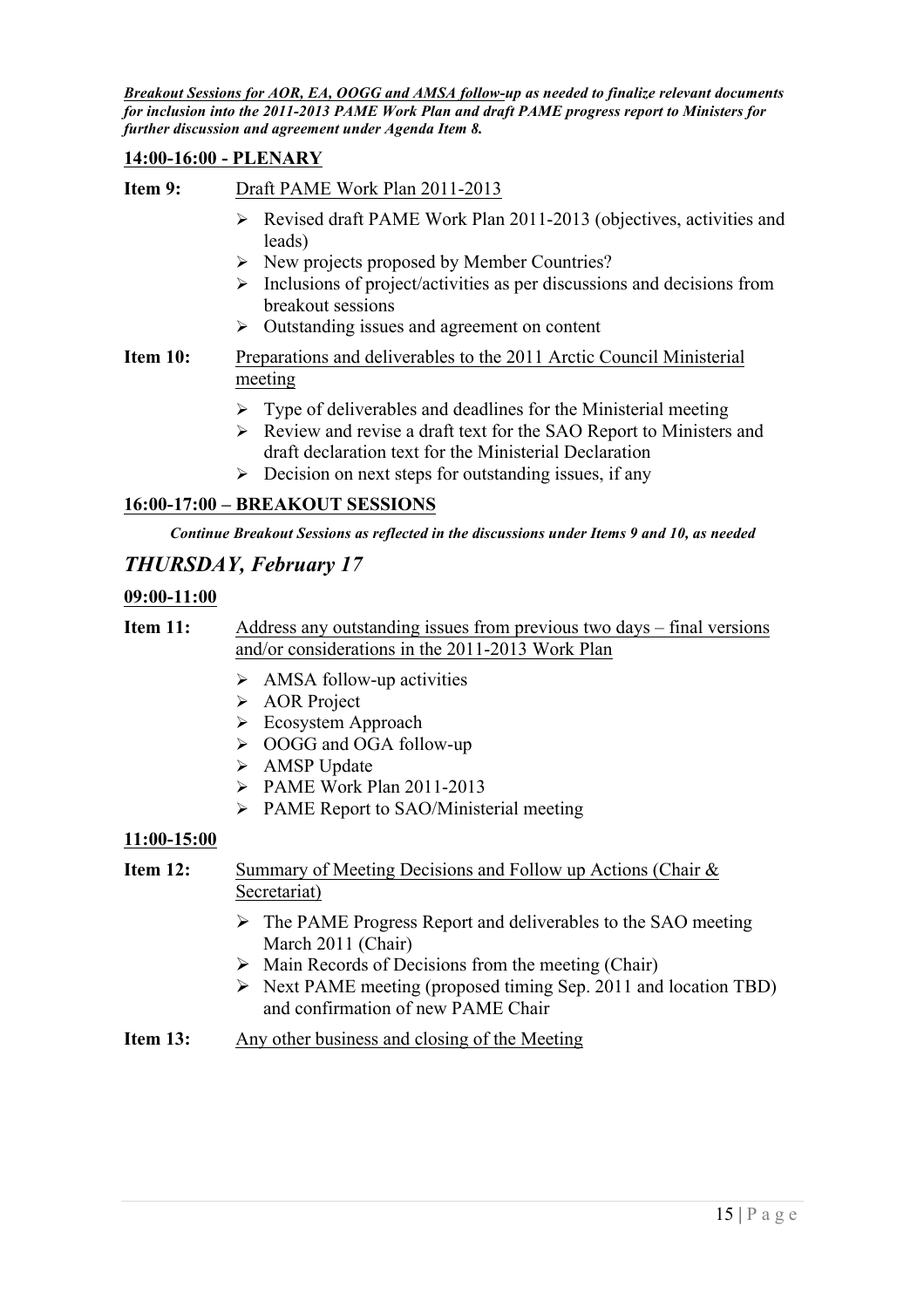***<u>Breakout Sessions for AOR, EA, OOGG and AMSA follow</u>-up as needed to finalize relevant documents for inclusion into the 2011-2013 PAME Work Plan and draft PAME progress report to Ministers for further discussion and agreement under Agenda Item 8.***

**<u>14:00-16:00 - PLENARY</u>**

**Item 9:** <u>Draft PAME Work Plan 2011-2013</u>

- Revised draft PAME Work Plan 2011-2013 (objectives, activities and leads)
- New projects proposed by Member Countries?
- Inclusions of project/activities as per discussions and decisions from breakout sessions
- Outstanding issues and agreement on content

**Item 10:** <u>Preparations and deliverables to the 2011 Arctic Council Ministerial meeting</u>

- Type of deliverables and deadlines for the Ministerial meeting
- Review and revise a draft text for the SAO Report to Ministers and draft declaration text for the Ministerial Declaration
- Decision on next steps for outstanding issues, if any

**<u>16:00-17:00 – BREAKOUT SESSIONS</u>**

***Continue Breakout Sessions as reflected in the discussions under Items 9 and 10, as needed***

## *THURSDAY, February 17*

**<u>09:00-11:00</u>**

**Item 11:** <u>Address any outstanding issues from previous two days – final versions and/or considerations in the 2011-2013 Work Plan</u>

- AMSA follow-up activities
- AOR Project
- Ecosystem Approach
- OOGG and OGA follow-up
- AMSP Update
- PAME Work Plan 2011-2013
- PAME Report to SAO/Ministerial meeting

**<u>11:00-15:00</u>**

**Item 12:** <u>Summary of Meeting Decisions and Follow up Actions (Chair & Secretariat)</u>

- The PAME Progress Report and deliverables to the SAO meeting March 2011 (Chair)
- Main Records of Decisions from the meeting (Chair)
- Next PAME meeting (proposed timing Sep. 2011 and location TBD) and confirmation of new PAME Chair

**Item 13:** <u>Any other business and closing of the Meeting</u>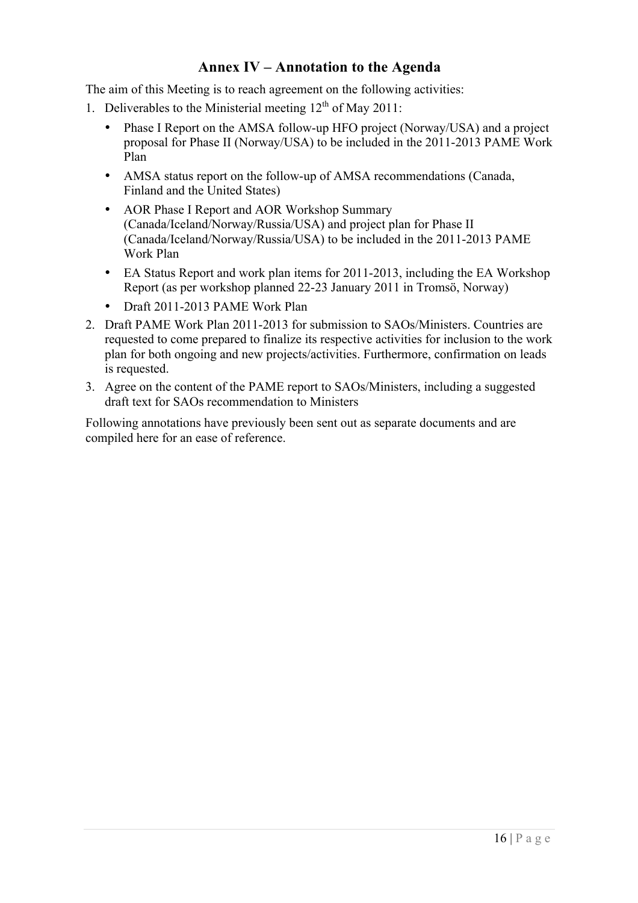## Annex IV – Annotation to the Agenda

The aim of this Meeting is to reach agreement on the following activities:

1. Deliverables to the Ministerial meeting 12th of May 2011:
   - Phase I Report on the AMSA follow-up HFO project (Norway/USA) and a project proposal for Phase II (Norway/USA) to be included in the 2011-2013 PAME Work Plan
   - AMSA status report on the follow-up of AMSA recommendations (Canada, Finland and the United States)
   - AOR Phase I Report and AOR Workshop Summary (Canada/Iceland/Norway/Russia/USA) and project plan for Phase II (Canada/Iceland/Norway/Russia/USA) to be included in the 2011-2013 PAME Work Plan
   - EA Status Report and work plan items for 2011-2013, including the EA Workshop Report (as per workshop planned 22-23 January 2011 in Tromsö, Norway)
   - Draft 2011-2013 PAME Work Plan
2. Draft PAME Work Plan 2011-2013 for submission to SAOs/Ministers. Countries are requested to come prepared to finalize its respective activities for inclusion to the work plan for both ongoing and new projects/activities. Furthermore, confirmation on leads is requested.
3. Agree on the content of the PAME report to SAOs/Ministers, including a suggested draft text for SAOs recommendation to Ministers

Following annotations have previously been sent out as separate documents and are compiled here for an ease of reference.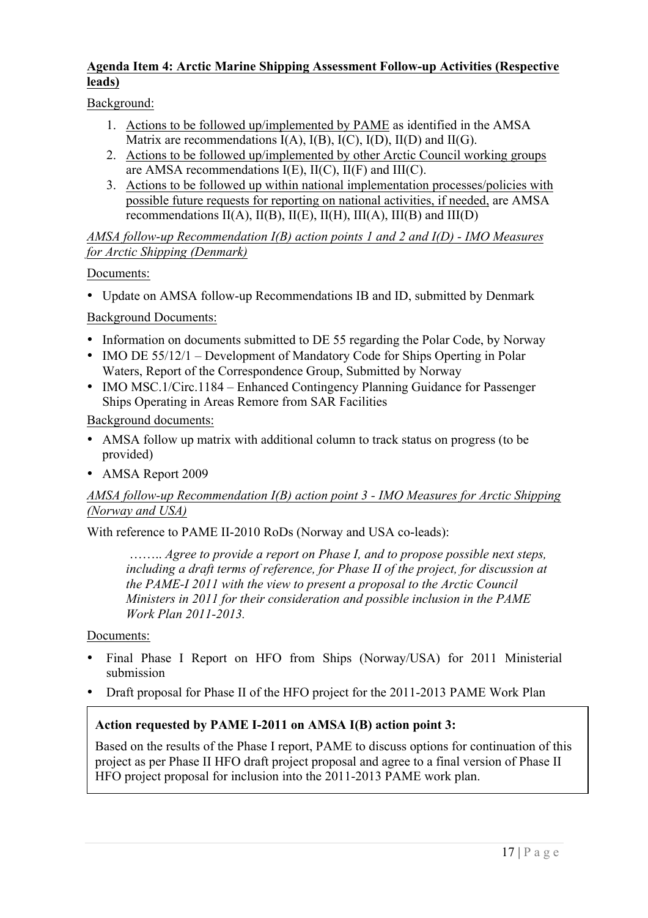**Agenda Item 4: Arctic Marine Shipping Assessment Follow-up Activities (Respective leads)**

Background:

1. Actions to be followed up/implemented by PAME as identified in the AMSA Matrix are recommendations I(A), I(B), I(C), I(D), II(D) and II(G).
2. Actions to be followed up/implemented by other Arctic Council working groups are AMSA recommendations I(E), II(C), II(F) and III(C).
3. Actions to be followed up within national implementation processes/policies with possible future requests for reporting on national activities, if needed, are AMSA recommendations II(A), II(B), II(E), II(H), III(A), III(B) and III(D)

*AMSA follow-up Recommendation I(B) action points 1 and 2 and I(D) - IMO Measures for Arctic Shipping (Denmark)*

Documents:

- Update on AMSA follow-up Recommendations IB and ID, submitted by Denmark

Background Documents:

- Information on documents submitted to DE 55 regarding the Polar Code, by Norway
- IMO DE 55/12/1 – Development of Mandatory Code for Ships Operting in Polar Waters, Report of the Correspondence Group, Submitted by Norway
- IMO MSC.1/Circ.1184 – Enhanced Contingency Planning Guidance for Passenger Ships Operating in Areas Remore from SAR Facilities

Background documents:

- AMSA follow up matrix with additional column to track status on progress (to be provided)
- AMSA Report 2009

*AMSA follow-up Recommendation I(B) action point 3 - IMO Measures for Arctic Shipping (Norway and USA)*

With reference to PAME II-2010 RoDs (Norway and USA co-leads):

> …….. *Agree to provide a report on Phase I, and to propose possible next steps, including a draft terms of reference, for Phase II of the project, for discussion at the PAME-I 2011 with the view to present a proposal to the Arctic Council Ministers in 2011 for their consideration and possible inclusion in the PAME Work Plan 2011-2013.*

Documents:

- Final Phase I Report on HFO from Ships (Norway/USA) for 2011 Ministerial submission
- Draft proposal for Phase II of the HFO project for the 2011-2013 PAME Work Plan

**Action requested by PAME I-2011 on AMSA I(B) action point 3:**

Based on the results of the Phase I report, PAME to discuss options for continuation of this project as per Phase II HFO draft project proposal and agree to a final version of Phase II HFO project proposal for inclusion into the 2011-2013 PAME work plan.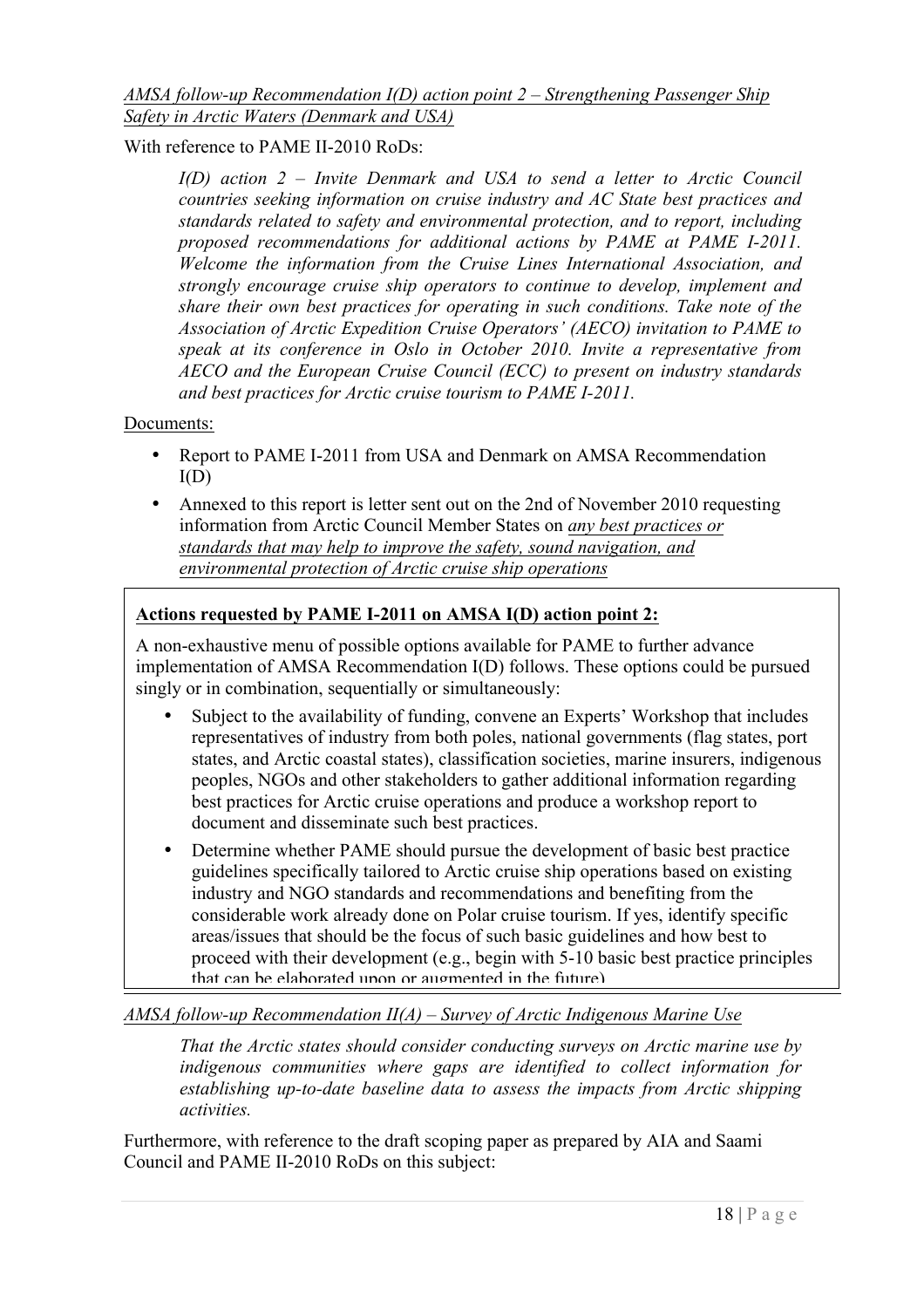*AMSA follow-up Recommendation I(D) action point 2 – Strengthening Passenger Ship Safety in Arctic Waters (Denmark and USA)*

With reference to PAME II-2010 RoDs:

> *I(D) action 2 – Invite Denmark and USA to send a letter to Arctic Council countries seeking information on cruise industry and AC State best practices and standards related to safety and environmental protection, and to report, including proposed recommendations for additional actions by PAME at PAME I-2011. Welcome the information from the Cruise Lines International Association, and strongly encourage cruise ship operators to continue to develop, implement and share their own best practices for operating in such conditions. Take note of the Association of Arctic Expedition Cruise Operators' (AECO) invitation to PAME to speak at its conference in Oslo in October 2010. Invite a representative from AECO and the European Cruise Council (ECC) to present on industry standards and best practices for Arctic cruise tourism to PAME I-2011.*

Documents:

- Report to PAME I-2011 from USA and Denmark on AMSA Recommendation I(D)
- Annexed to this report is letter sent out on the 2nd of November 2010 requesting information from Arctic Council Member States on any best practices or standards that may help to improve the safety, sound navigation, and environmental protection of Arctic cruise ship operations

**Actions requested by PAME I-2011 on AMSA I(D) action point 2:**

A non-exhaustive menu of possible options available for PAME to further advance implementation of AMSA Recommendation I(D) follows. These options could be pursued singly or in combination, sequentially or simultaneously:

- Subject to the availability of funding, convene an Experts' Workshop that includes representatives of industry from both poles, national governments (flag states, port states, and Arctic coastal states), classification societies, marine insurers, indigenous peoples, NGOs and other stakeholders to gather additional information regarding best practices for Arctic cruise operations and produce a workshop report to document and disseminate such best practices.
- Determine whether PAME should pursue the development of basic best practice guidelines specifically tailored to Arctic cruise ship operations based on existing industry and NGO standards and recommendations and benefiting from the considerable work already done on Polar cruise tourism. If yes, identify specific areas/issues that should be the focus of such basic guidelines and how best to proceed with their development (e.g., begin with 5-10 basic best practice principles that can be elaborated upon or augmented in the future)

*AMSA follow-up Recommendation II(A) – Survey of Arctic Indigenous Marine Use*

> *That the Arctic states should consider conducting surveys on Arctic marine use by indigenous communities where gaps are identified to collect information for establishing up-to-date baseline data to assess the impacts from Arctic shipping activities.*

Furthermore, with reference to the draft scoping paper as prepared by AIA and Saami Council and PAME II-2010 RoDs on this subject: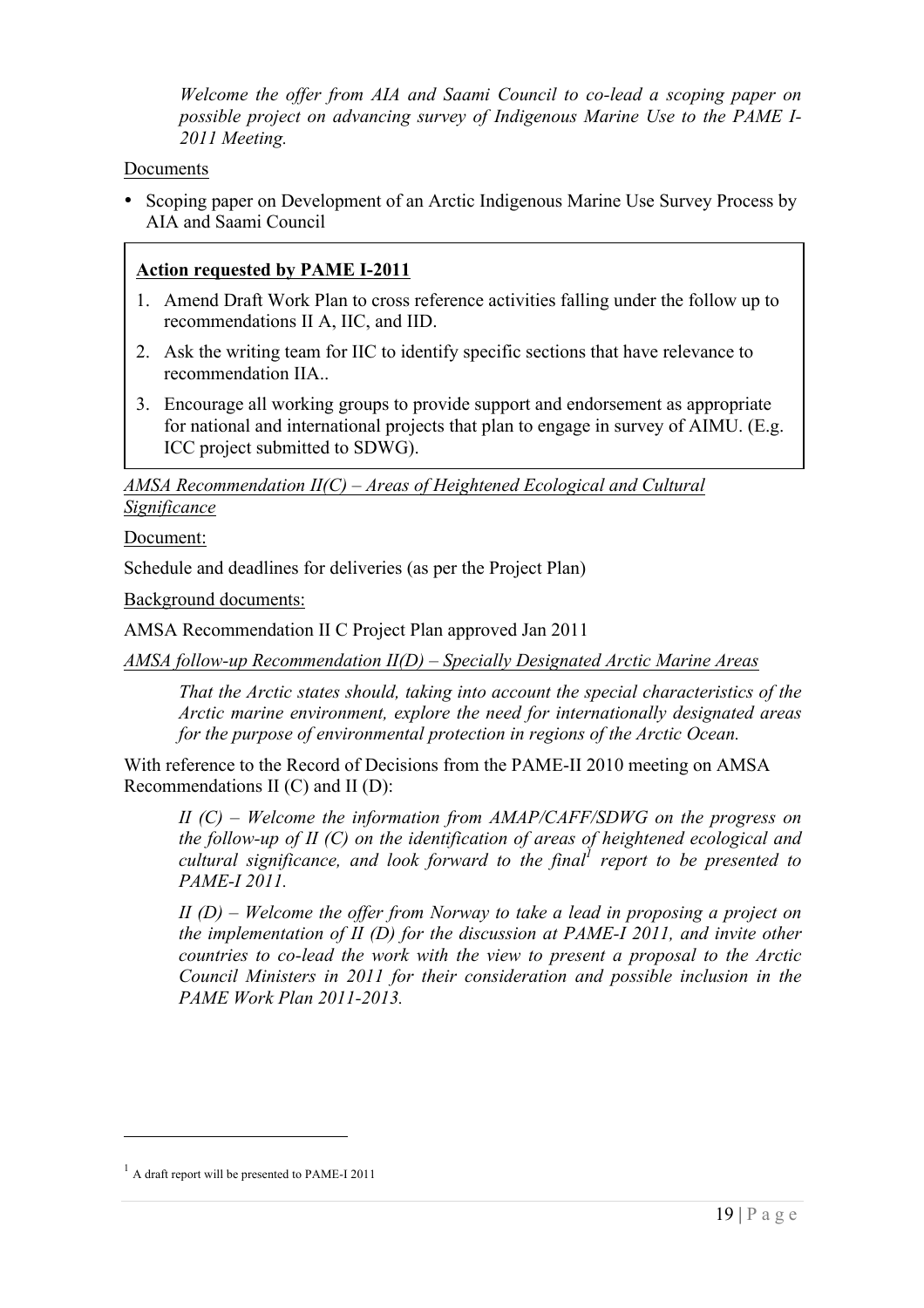*Welcome the offer from AIA and Saami Council to co-lead a scoping paper on possible project on advancing survey of Indigenous Marine Use to the PAME I-2011 Meeting.*

Documents

- Scoping paper on Development of an Arctic Indigenous Marine Use Survey Process by AIA and Saami Council

**Action requested by PAME I-2011**

1. Amend Draft Work Plan to cross reference activities falling under the follow up to recommendations II A, IIC, and IID.
2. Ask the writing team for IIC to identify specific sections that have relevance to recommendation IIA..
3. Encourage all working groups to provide support and endorsement as appropriate for national and international projects that plan to engage in survey of AIMU. (E.g. ICC project submitted to SDWG).

*AMSA Recommendation II(C) – Areas of Heightened Ecological and Cultural Significance*

Document:

Schedule and deadlines for deliveries (as per the Project Plan)

Background documents:

AMSA Recommendation II C Project Plan approved Jan 2011

*AMSA follow-up Recommendation II(D) – Specially Designated Arctic Marine Areas*

*That the Arctic states should, taking into account the special characteristics of the Arctic marine environment, explore the need for internationally designated areas for the purpose of environmental protection in regions of the Arctic Ocean.*

With reference to the Record of Decisions from the PAME-II 2010 meeting on AMSA Recommendations II (C) and II (D):

*II (C) – Welcome the information from AMAP/CAFF/SDWG on the progress on the follow-up of II (C) on the identification of areas of heightened ecological and cultural significance, and look forward to the final*[1] *report to be presented to PAME-I 2011.*

*II (D) – Welcome the offer from Norway to take a lead in proposing a project on the implementation of II (D) for the discussion at PAME-I 2011, and invite other countries to co-lead the work with the view to present a proposal to the Arctic Council Ministers in 2011 for their consideration and possible inclusion in the PAME Work Plan 2011-2013.*

[1] A draft report will be presented to PAME-I 2011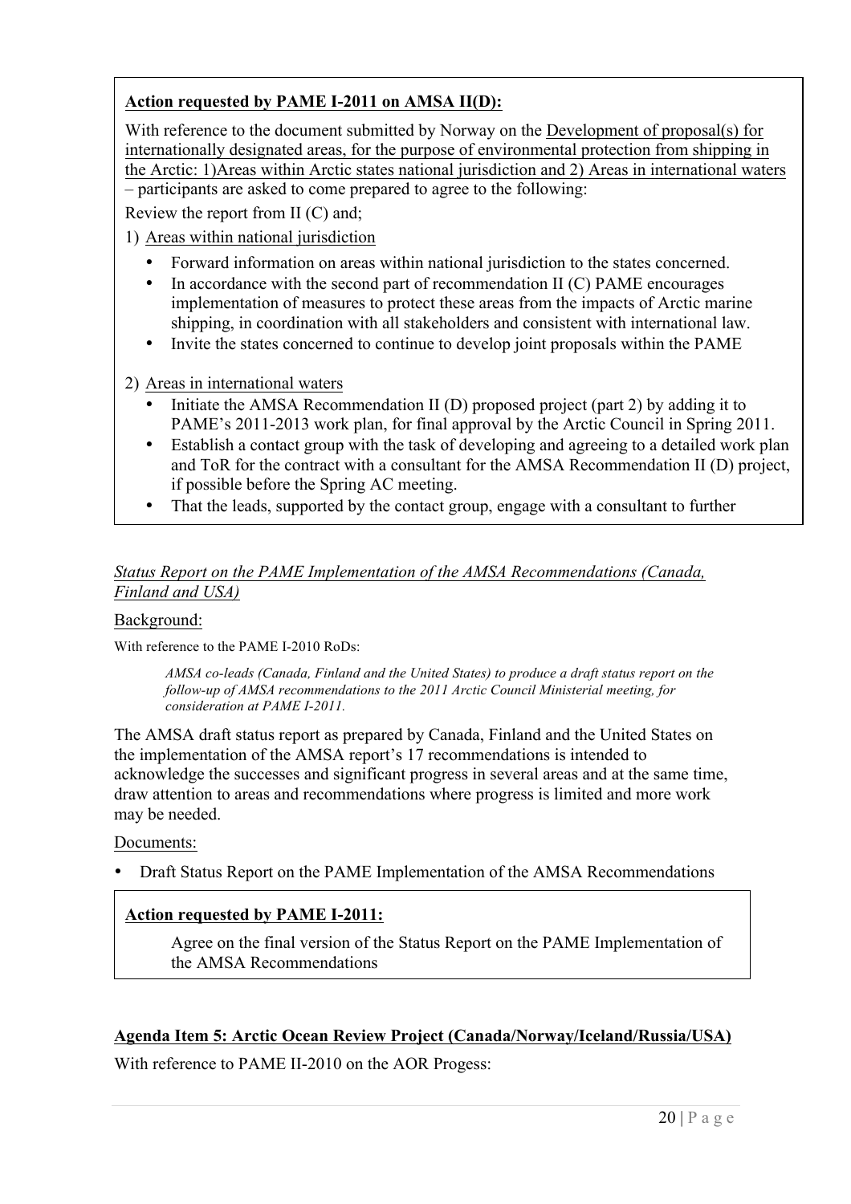**Action requested by PAME I-2011 on AMSA II(D):**

With reference to the document submitted by Norway on the Development of proposal(s) for internationally designated areas, for the purpose of environmental protection from shipping in the Arctic: 1)Areas within Arctic states national jurisdiction and 2) Areas in international waters – participants are asked to come prepared to agree to the following:

Review the report from II (C) and;

1) Areas within national jurisdiction

- Forward information on areas within national jurisdiction to the states concerned.
- In accordance with the second part of recommendation II (C) PAME encourages implementation of measures to protect these areas from the impacts of Arctic marine shipping, in coordination with all stakeholders and consistent with international law.
- Invite the states concerned to continue to develop joint proposals within the PAME

2) Areas in international waters

- Initiate the AMSA Recommendation II (D) proposed project (part 2) by adding it to PAME's 2011-2013 work plan, for final approval by the Arctic Council in Spring 2011.
- Establish a contact group with the task of developing and agreeing to a detailed work plan and ToR for the contract with a consultant for the AMSA Recommendation II (D) project, if possible before the Spring AC meeting.
- That the leads, supported by the contact group, engage with a consultant to further

*Status Report on the PAME Implementation of the AMSA Recommendations (Canada, Finland and USA)*

Background:

With reference to the PAME I-2010 RoDs:

> *AMSA co-leads (Canada, Finland and the United States) to produce a draft status report on the follow-up of AMSA recommendations to the 2011 Arctic Council Ministerial meeting, for consideration at PAME I-2011.*

The AMSA draft status report as prepared by Canada, Finland and the United States on the implementation of the AMSA report's 17 recommendations is intended to acknowledge the successes and significant progress in several areas and at the same time, draw attention to areas and recommendations where progress is limited and more work may be needed.

Documents:

- Draft Status Report on the PAME Implementation of the AMSA Recommendations

**Action requested by PAME I-2011:**

Agree on the final version of the Status Report on the PAME Implementation of the AMSA Recommendations

**Agenda Item 5: Arctic Ocean Review Project (Canada/Norway/Iceland/Russia/USA)**

With reference to PAME II-2010 on the AOR Progess: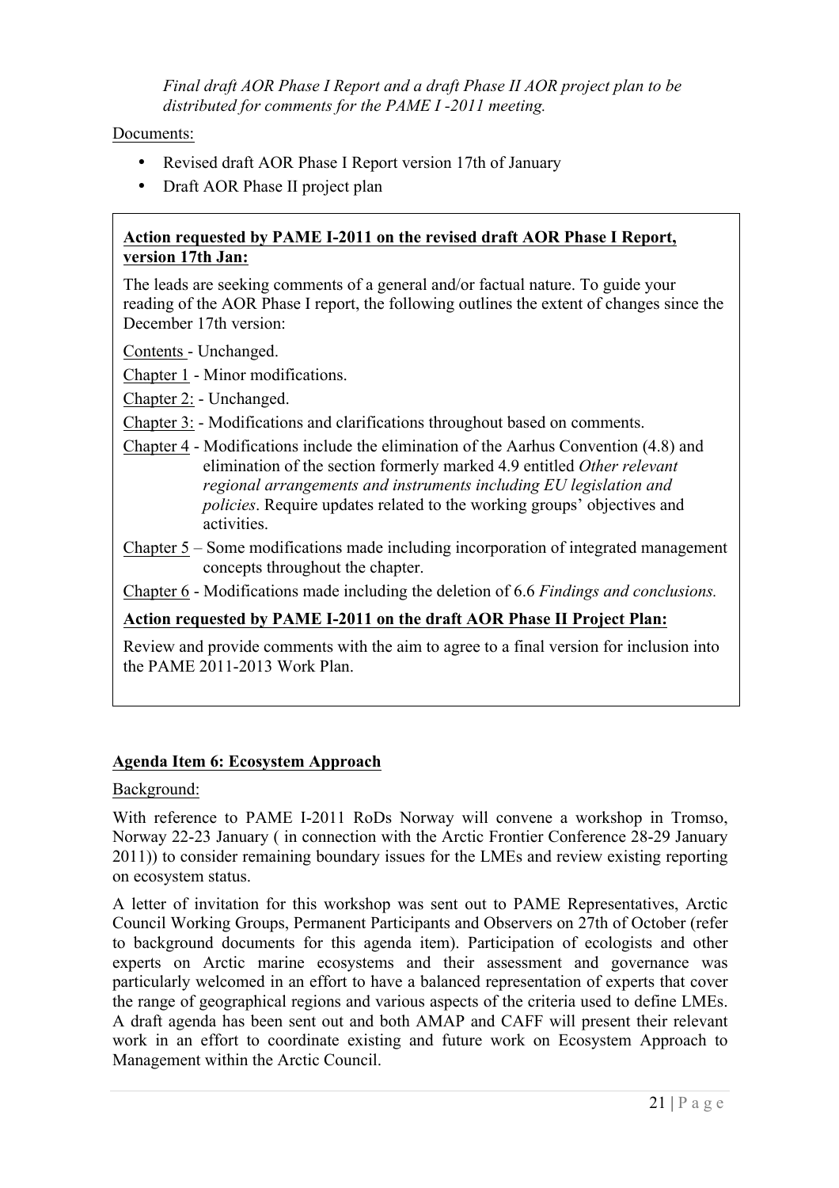*Final draft AOR Phase I Report and a draft Phase II AOR project plan to be distributed for comments for the PAME I -2011 meeting.*

Documents:

- Revised draft AOR Phase I Report version 17th of January
- Draft AOR Phase II project plan

**Action requested by PAME I-2011 on the revised draft AOR Phase I Report, version 17th Jan:**

The leads are seeking comments of a general and/or factual nature. To guide your reading of the AOR Phase I report, the following outlines the extent of changes since the December 17th version:

Contents - Unchanged.

Chapter 1 - Minor modifications.

Chapter 2: - Unchanged.

Chapter 3: - Modifications and clarifications throughout based on comments.

Chapter 4 - Modifications include the elimination of the Aarhus Convention (4.8) and elimination of the section formerly marked 4.9 entitled *Other relevant regional arrangements and instruments including EU legislation and policies*. Require updates related to the working groups' objectives and activities.

Chapter 5 – Some modifications made including incorporation of integrated management concepts throughout the chapter.

Chapter 6 - Modifications made including the deletion of 6.6 *Findings and conclusions.*

**Action requested by PAME I-2011 on the draft AOR Phase II Project Plan:**

Review and provide comments with the aim to agree to a final version for inclusion into the PAME 2011-2013 Work Plan.

## Agenda Item 6: Ecosystem Approach

Background:

With reference to PAME I-2011 RoDs Norway will convene a workshop in Tromso, Norway 22-23 January ( in connection with the Arctic Frontier Conference 28-29 January 2011)) to consider remaining boundary issues for the LMEs and review existing reporting on ecosystem status.

A letter of invitation for this workshop was sent out to PAME Representatives, Arctic Council Working Groups, Permanent Participants and Observers on 27th of October (refer to background documents for this agenda item). Participation of ecologists and other experts on Arctic marine ecosystems and their assessment and governance was particularly welcomed in an effort to have a balanced representation of experts that cover the range of geographical regions and various aspects of the criteria used to define LMEs. A draft agenda has been sent out and both AMAP and CAFF will present their relevant work in an effort to coordinate existing and future work on Ecosystem Approach to Management within the Arctic Council.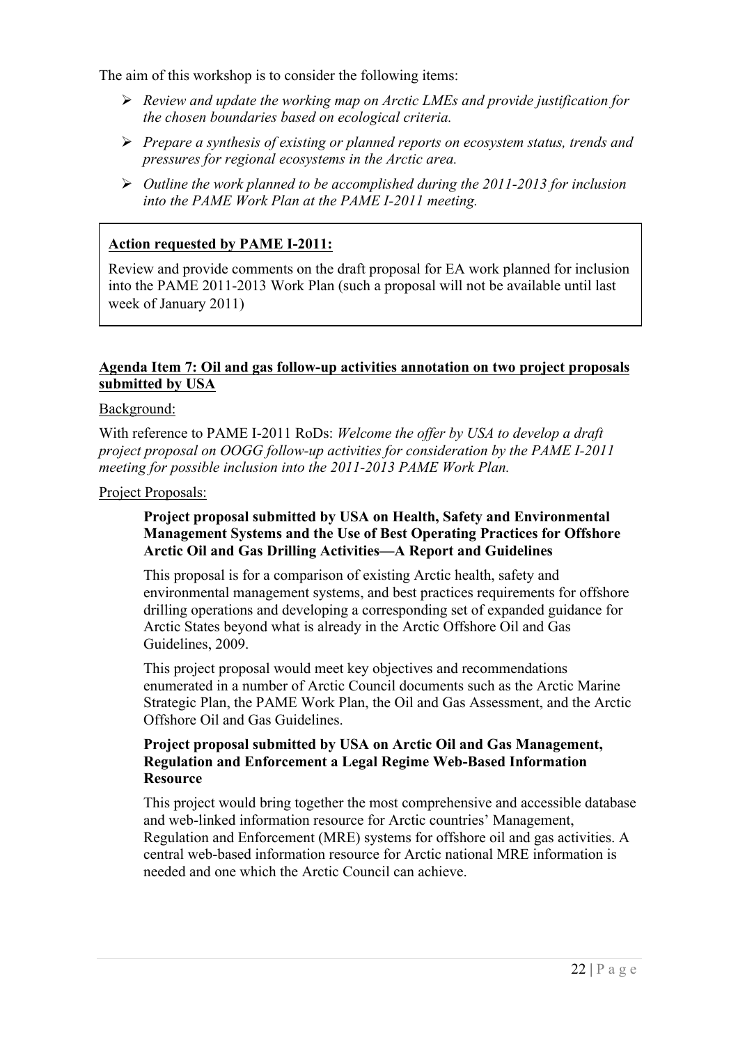The aim of this workshop is to consider the following items:

- *Review and update the working map on Arctic LMEs and provide justification for the chosen boundaries based on ecological criteria.*
- *Prepare a synthesis of existing or planned reports on ecosystem status, trends and pressures for regional ecosystems in the Arctic area.*
- *Outline the work planned to be accomplished during the 2011-2013 for inclusion into the PAME Work Plan at the PAME I-2011 meeting.*

**Action requested by PAME I-2011:**

Review and provide comments on the draft proposal for EA work planned for inclusion into the PAME 2011-2013 Work Plan (such a proposal will not be available until last week of January 2011)

**Agenda Item 7: Oil and gas follow-up activities annotation on two project proposals submitted by USA**

Background:

With reference to PAME I-2011 RoDs: *Welcome the offer by USA to develop a draft project proposal on OOGG follow-up activities for consideration by the PAME I-2011 meeting for possible inclusion into the 2011-2013 PAME Work Plan.*

Project Proposals:

**Project proposal submitted by USA on Health, Safety and Environmental Management Systems and the Use of Best Operating Practices for Offshore Arctic Oil and Gas Drilling Activities—A Report and Guidelines**

This proposal is for a comparison of existing Arctic health, safety and environmental management systems, and best practices requirements for offshore drilling operations and developing a corresponding set of expanded guidance for Arctic States beyond what is already in the Arctic Offshore Oil and Gas Guidelines, 2009.

This project proposal would meet key objectives and recommendations enumerated in a number of Arctic Council documents such as the Arctic Marine Strategic Plan, the PAME Work Plan, the Oil and Gas Assessment, and the Arctic Offshore Oil and Gas Guidelines.

**Project proposal submitted by USA on Arctic Oil and Gas Management, Regulation and Enforcement a Legal Regime Web-Based Information Resource**

This project would bring together the most comprehensive and accessible database and web-linked information resource for Arctic countries' Management, Regulation and Enforcement (MRE) systems for offshore oil and gas activities. A central web-based information resource for Arctic national MRE information is needed and one which the Arctic Council can achieve.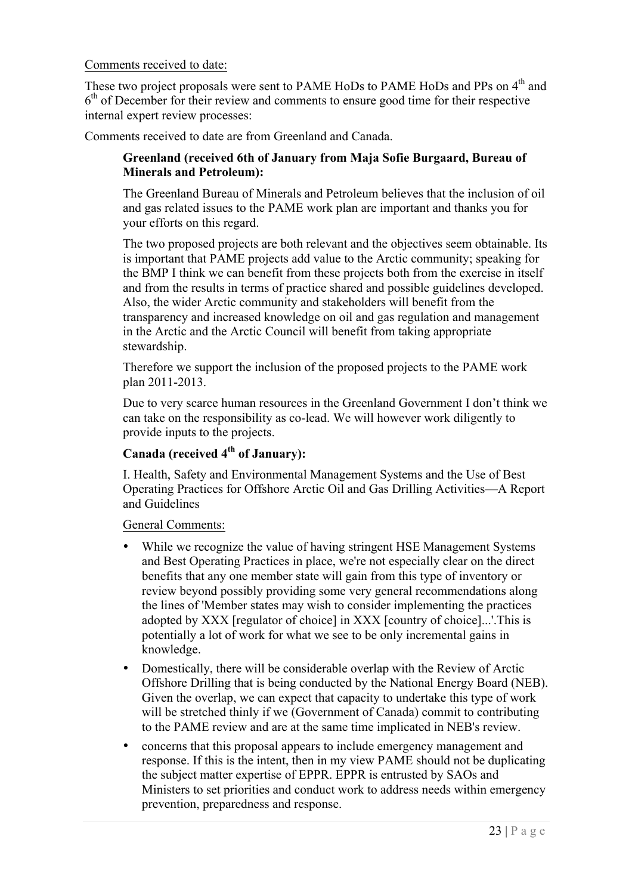Comments received to date:

These two project proposals were sent to PAME HoDs to PAME HoDs and PPs on 4th and 6th of December for their review and comments to ensure good time for their respective internal expert review processes:

Comments received to date are from Greenland and Canada.

**Greenland (received 6th of January from Maja Sofie Burgaard, Bureau of Minerals and Petroleum):**

The Greenland Bureau of Minerals and Petroleum believes that the inclusion of oil and gas related issues to the PAME work plan are important and thanks you for your efforts on this regard.

The two proposed projects are both relevant and the objectives seem obtainable. Its is important that PAME projects add value to the Arctic community; speaking for the BMP I think we can benefit from these projects both from the exercise in itself and from the results in terms of practice shared and possible guidelines developed. Also, the wider Arctic community and stakeholders will benefit from the transparency and increased knowledge on oil and gas regulation and management in the Arctic and the Arctic Council will benefit from taking appropriate stewardship.

Therefore we support the inclusion of the proposed projects to the PAME work plan 2011-2013.

Due to very scarce human resources in the Greenland Government I don't think we can take on the responsibility as co-lead. We will however work diligently to provide inputs to the projects.

**Canada (received 4th of January):**

I. Health, Safety and Environmental Management Systems and the Use of Best Operating Practices for Offshore Arctic Oil and Gas Drilling Activities—A Report and Guidelines

General Comments:

- While we recognize the value of having stringent HSE Management Systems and Best Operating Practices in place, we're not especially clear on the direct benefits that any one member state will gain from this type of inventory or review beyond possibly providing some very general recommendations along the lines of 'Member states may wish to consider implementing the practices adopted by XXX [regulator of choice] in XXX [country of choice]...'.This is potentially a lot of work for what we see to be only incremental gains in knowledge.
- Domestically, there will be considerable overlap with the Review of Arctic Offshore Drilling that is being conducted by the National Energy Board (NEB). Given the overlap, we can expect that capacity to undertake this type of work will be stretched thinly if we (Government of Canada) commit to contributing to the PAME review and are at the same time implicated in NEB's review.
- concerns that this proposal appears to include emergency management and response. If this is the intent, then in my view PAME should not be duplicating the subject matter expertise of EPPR. EPPR is entrusted by SAOs and Ministers to set priorities and conduct work to address needs within emergency prevention, preparedness and response.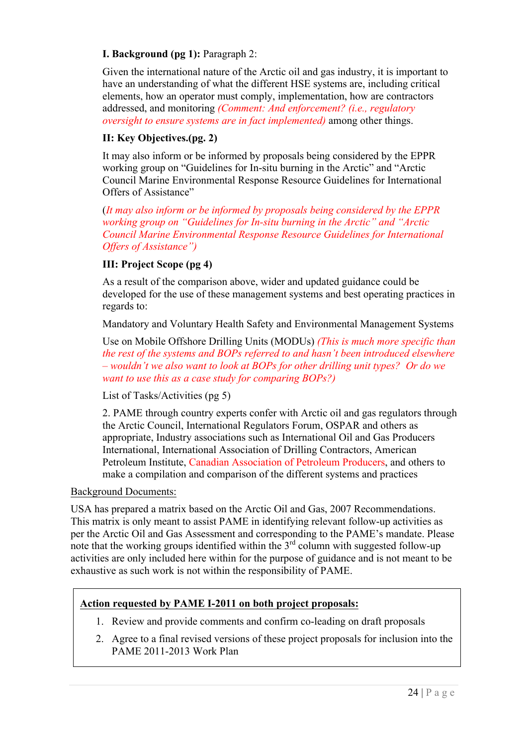**I. Background (pg 1):** Paragraph 2:

Given the international nature of the Arctic oil and gas industry, it is important to have an understanding of what the different HSE systems are, including critical elements, how an operator must comply, implementation, how are contractors addressed, and monitoring *(Comment: And enforcement? (i.e., regulatory oversight to ensure systems are in fact implemented)* among other things.

**II: Key Objectives.(pg. 2)**

It may also inform or be informed by proposals being considered by the EPPR working group on "Guidelines for In-situ burning in the Arctic" and "Arctic Council Marine Environmental Response Resource Guidelines for International Offers of Assistance"

(*It may also inform or be informed by proposals being considered by the EPPR working group on "Guidelines for In-situ burning in the Arctic" and "Arctic Council Marine Environmental Response Resource Guidelines for International Offers of Assistance")*

**III: Project Scope (pg 4)**

As a result of the comparison above, wider and updated guidance could be developed for the use of these management systems and best operating practices in regards to:

Mandatory and Voluntary Health Safety and Environmental Management Systems

Use on Mobile Offshore Drilling Units (MODUs) *(This is much more specific than the rest of the systems and BOPs referred to and hasn't been introduced elsewhere – wouldn't we also want to look at BOPs for other drilling unit types? Or do we want to use this as a case study for comparing BOPs?)*

List of Tasks/Activities (pg 5)

2. PAME through country experts confer with Arctic oil and gas regulators through the Arctic Council, International Regulators Forum, OSPAR and others as appropriate, Industry associations such as International Oil and Gas Producers International, International Association of Drilling Contractors, American Petroleum Institute, Canadian Association of Petroleum Producers, and others to make a compilation and comparison of the different systems and practices

Background Documents:

USA has prepared a matrix based on the Arctic Oil and Gas, 2007 Recommendations. This matrix is only meant to assist PAME in identifying relevant follow-up activities as per the Arctic Oil and Gas Assessment and corresponding to the PAME's mandate. Please note that the working groups identified within the 3rd column with suggested follow-up activities are only included here within for the purpose of guidance and is not meant to be exhaustive as such work is not within the responsibility of PAME.

**Action requested by PAME I-2011 on both project proposals:**

1. Review and provide comments and confirm co-leading on draft proposals
2. Agree to a final revised versions of these project proposals for inclusion into the PAME 2011-2013 Work Plan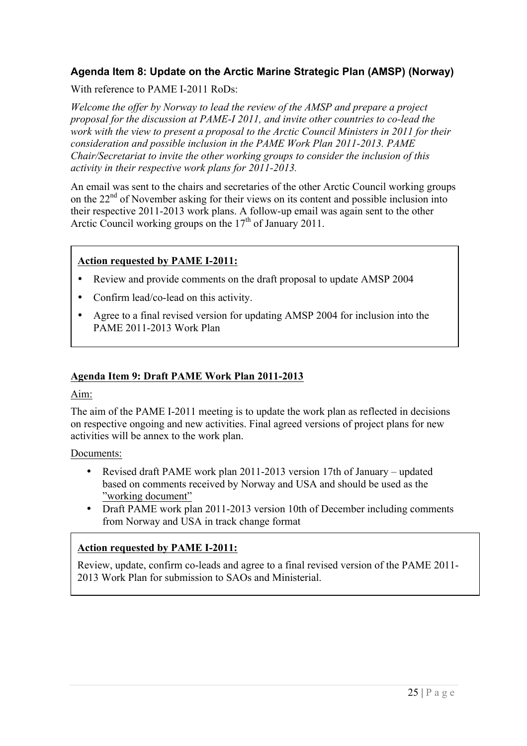### Agenda Item 8: Update on the Arctic Marine Strategic Plan (AMSP) (Norway)

With reference to PAME I-2011 RoDs:

*Welcome the offer by Norway to lead the review of the AMSP and prepare a project proposal for the discussion at PAME-I 2011, and invite other countries to co-lead the work with the view to present a proposal to the Arctic Council Ministers in 2011 for their consideration and possible inclusion in the PAME Work Plan 2011-2013. PAME Chair/Secretariat to invite the other working groups to consider the inclusion of this activity in their respective work plans for 2011-2013.*

An email was sent to the chairs and secretaries of the other Arctic Council working groups on the 22nd of November asking for their views on its content and possible inclusion into their respective 2011-2013 work plans. A follow-up email was again sent to the other Arctic Council working groups on the 17th of January 2011.

**Action requested by PAME I-2011:**

- Review and provide comments on the draft proposal to update AMSP 2004
- Confirm lead/co-lead on this activity.
- Agree to a final revised version for updating AMSP 2004 for inclusion into the PAME 2011-2013 Work Plan

### Agenda Item 9: Draft PAME Work Plan 2011-2013

Aim:

The aim of the PAME I-2011 meeting is to update the work plan as reflected in decisions on respective ongoing and new activities. Final agreed versions of project plans for new activities will be annex to the work plan.

Documents:

- Revised draft PAME work plan 2011-2013 version 17th of January – updated based on comments received by Norway and USA and should be used as the "working document"
- Draft PAME work plan 2011-2013 version 10th of December including comments from Norway and USA in track change format

**Action requested by PAME I-2011:**

Review, update, confirm co-leads and agree to a final revised version of the PAME 2011-2013 Work Plan for submission to SAOs and Ministerial.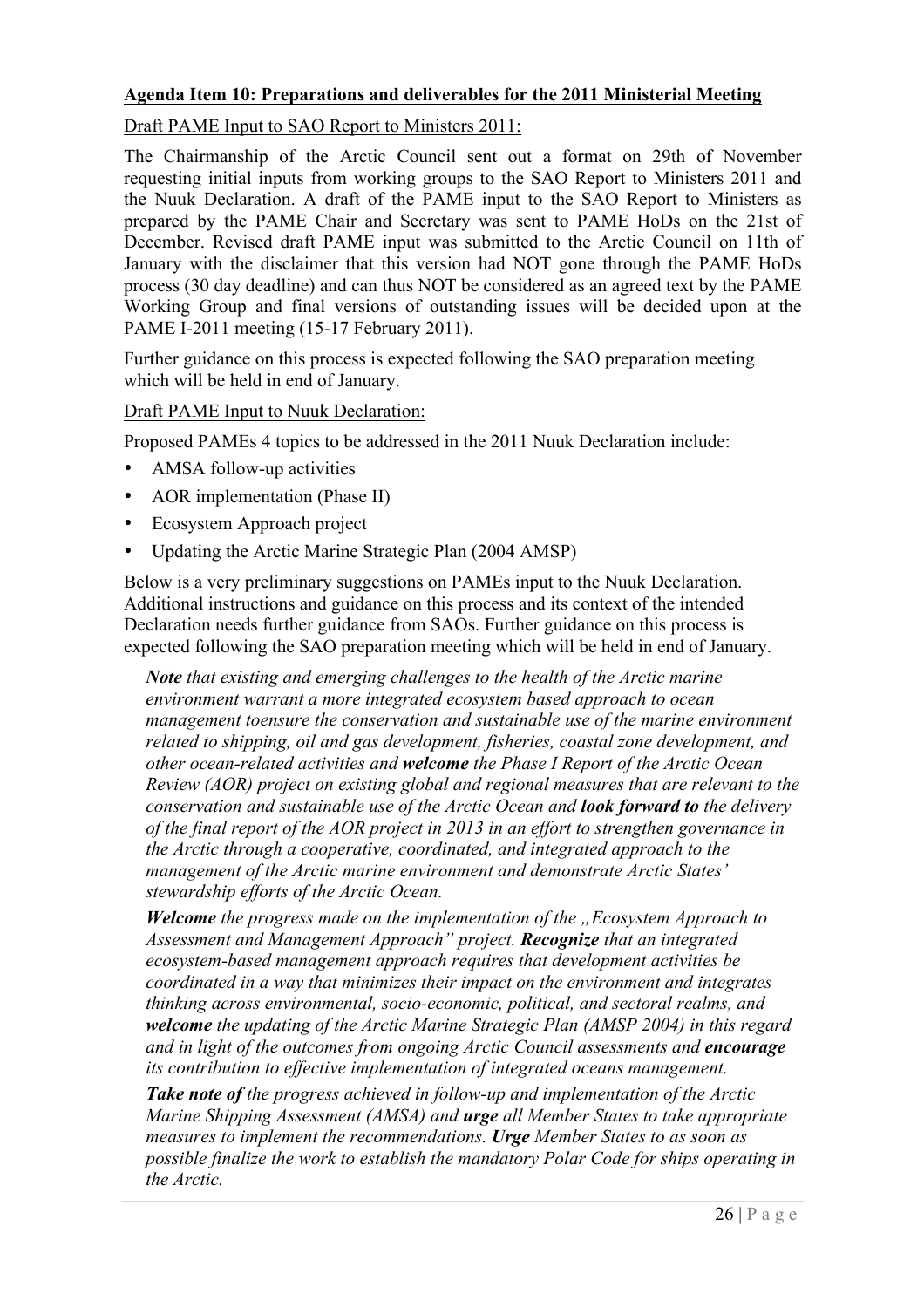**Agenda Item 10: Preparations and deliverables for the 2011 Ministerial Meeting**

Draft PAME Input to SAO Report to Ministers 2011:

The Chairmanship of the Arctic Council sent out a format on 29th of November requesting initial inputs from working groups to the SAO Report to Ministers 2011 and the Nuuk Declaration. A draft of the PAME input to the SAO Report to Ministers as prepared by the PAME Chair and Secretary was sent to PAME HoDs on the 21st of December. Revised draft PAME input was submitted to the Arctic Council on 11th of January with the disclaimer that this version had NOT gone through the PAME HoDs process (30 day deadline) and can thus NOT be considered as an agreed text by the PAME Working Group and final versions of outstanding issues will be decided upon at the PAME I-2011 meeting (15-17 February 2011).

Further guidance on this process is expected following the SAO preparation meeting which will be held in end of January.

Draft PAME Input to Nuuk Declaration:

Proposed PAMEs 4 topics to be addressed in the 2011 Nuuk Declaration include:

- AMSA follow-up activities
- AOR implementation (Phase II)
- Ecosystem Approach project
- Updating the Arctic Marine Strategic Plan (2004 AMSP)

Below is a very preliminary suggestions on PAMEs input to the Nuuk Declaration. Additional instructions and guidance on this process and its context of the intended Declaration needs further guidance from SAOs. Further guidance on this process is expected following the SAO preparation meeting which will be held in end of January.

> ***Note*** *that existing and emerging challenges to the health of the Arctic marine environment warrant a more integrated ecosystem based approach to ocean management toensure the conservation and sustainable use of the marine environment related to shipping, oil and gas development, fisheries, coastal zone development, and other ocean-related activities and* ***welcome*** *the Phase I Report of the Arctic Ocean Review (AOR) project on existing global and regional measures that are relevant to the conservation and sustainable use of the Arctic Ocean and* ***look forward to*** *the delivery of the final report of the AOR project in 2013 in an effort to strengthen governance in the Arctic through a cooperative, coordinated, and integrated approach to the management of the Arctic marine environment and demonstrate Arctic States' stewardship efforts of the Arctic Ocean.*
>
> ***Welcome*** *the progress made on the implementation of the „Ecosystem Approach to Assessment and Management Approach" project.* ***Recognize*** *that an integrated ecosystem-based management approach requires that development activities be coordinated in a way that minimizes their impact on the environment and integrates thinking across environmental, socio-economic, political, and sectoral realms, and* ***welcome*** *the updating of the Arctic Marine Strategic Plan (AMSP 2004) in this regard and in light of the outcomes from ongoing Arctic Council assessments and* ***encourage*** *its contribution to effective implementation of integrated oceans management.*
>
> ***Take note of*** *the progress achieved in follow-up and implementation of the Arctic Marine Shipping Assessment (AMSA) and* ***urge*** *all Member States to take appropriate measures to implement the recommendations.* ***Urge*** *Member States to as soon as possible finalize the work to establish the mandatory Polar Code for ships operating in the Arctic.*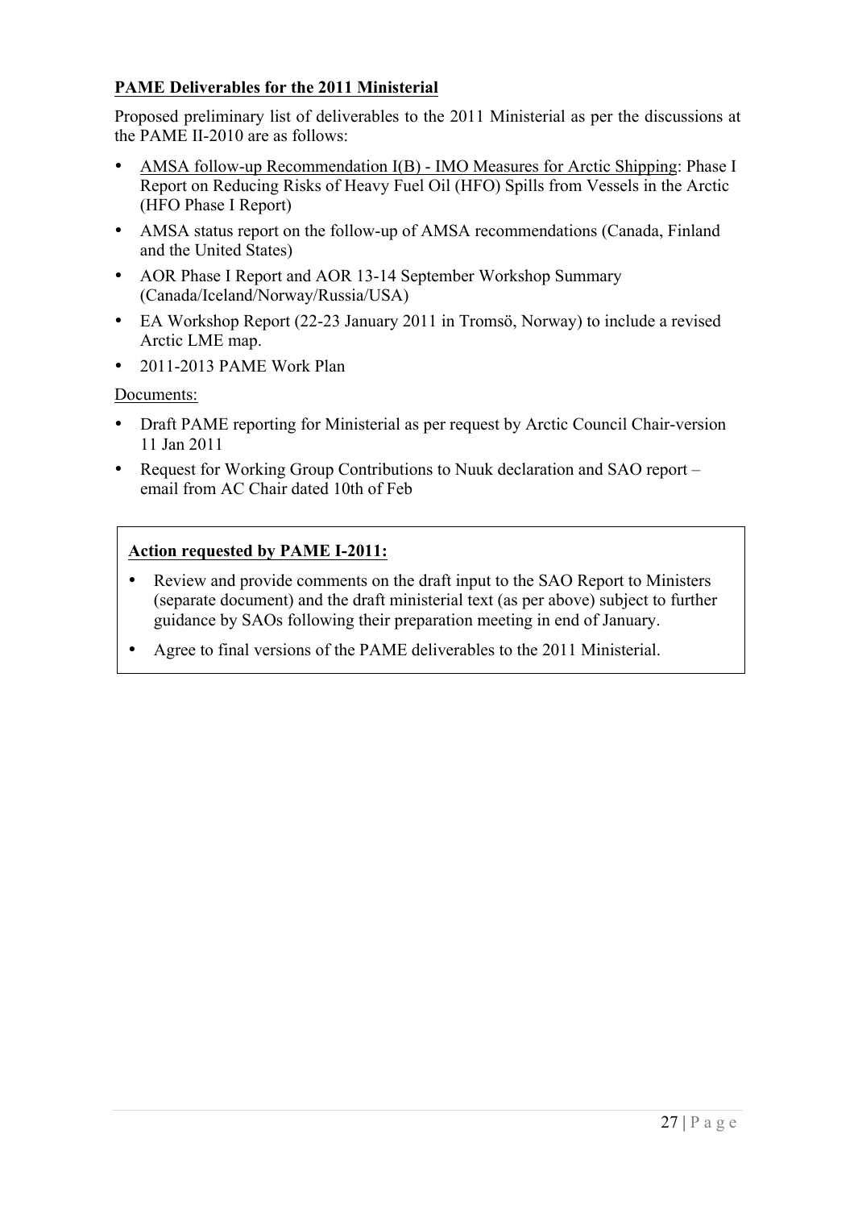**PAME Deliverables for the 2011 Ministerial**

Proposed preliminary list of deliverables to the 2011 Ministerial as per the discussions at the PAME II-2010 are as follows:

- AMSA follow-up Recommendation I(B) - IMO Measures for Arctic Shipping: Phase I Report on Reducing Risks of Heavy Fuel Oil (HFO) Spills from Vessels in the Arctic (HFO Phase I Report)
- AMSA status report on the follow-up of AMSA recommendations (Canada, Finland and the United States)
- AOR Phase I Report and AOR 13-14 September Workshop Summary (Canada/Iceland/Norway/Russia/USA)
- EA Workshop Report (22-23 January 2011 in Tromsö, Norway) to include a revised Arctic LME map.
- 2011-2013 PAME Work Plan

Documents:

- Draft PAME reporting for Ministerial as per request by Arctic Council Chair-version 11 Jan 2011
- Request for Working Group Contributions to Nuuk declaration and SAO report – email from AC Chair dated 10th of Feb

**Action requested by PAME I-2011:**

- Review and provide comments on the draft input to the SAO Report to Ministers (separate document) and the draft ministerial text (as per above) subject to further guidance by SAOs following their preparation meeting in end of January.
- Agree to final versions of the PAME deliverables to the 2011 Ministerial.